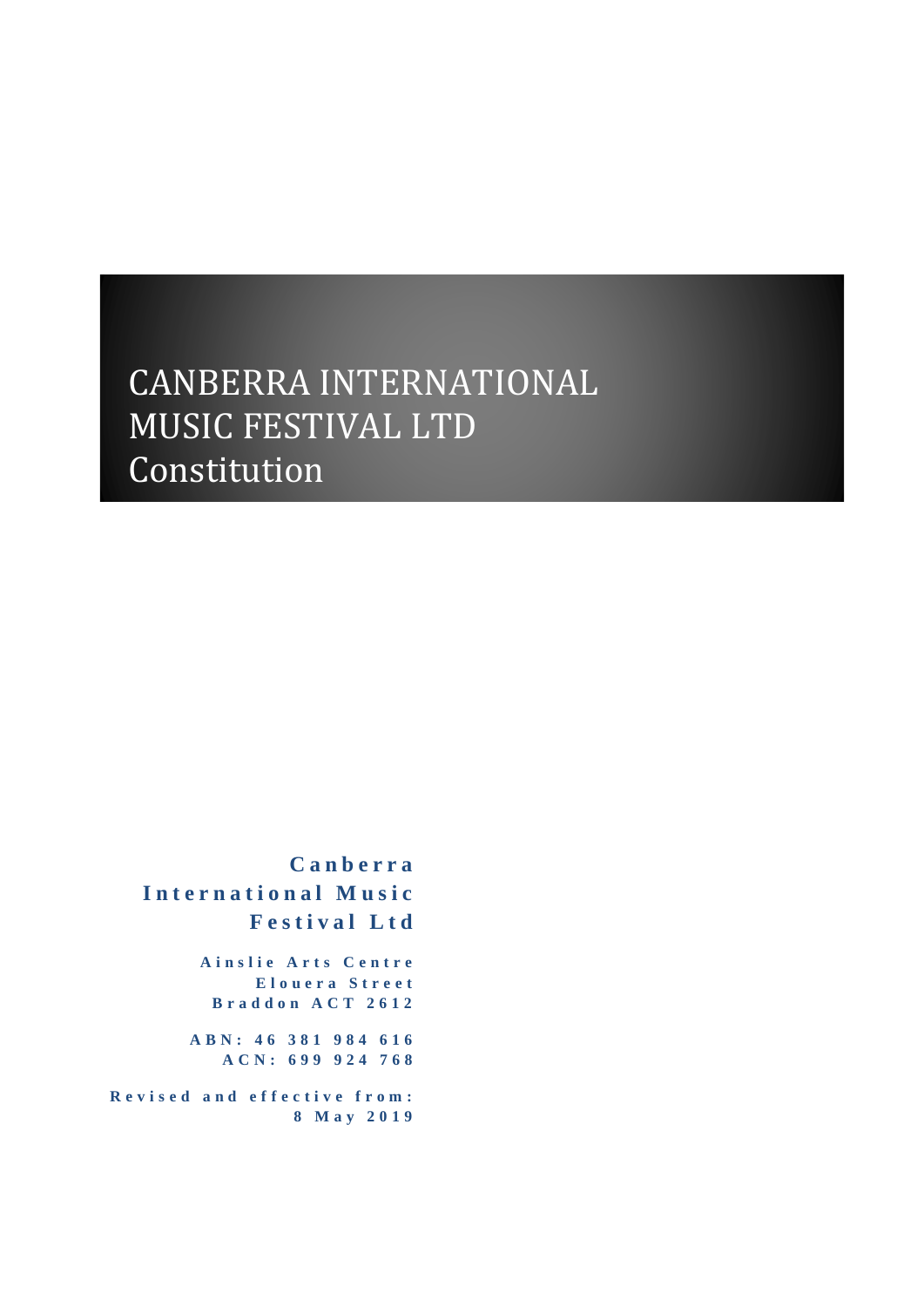# CANBERRA INTERNATIONAL MUSIC FESTIVAL LTD Constitution

**Canberra International Music Festival Ltd**

**Ainslie Arts Centre**
**Elouera Street**
**Braddon ACT 2612**

**ABN: 46 381 984 616**
**ACN: 699 924 768**

**Revised and effective from:**
**8 May 2019**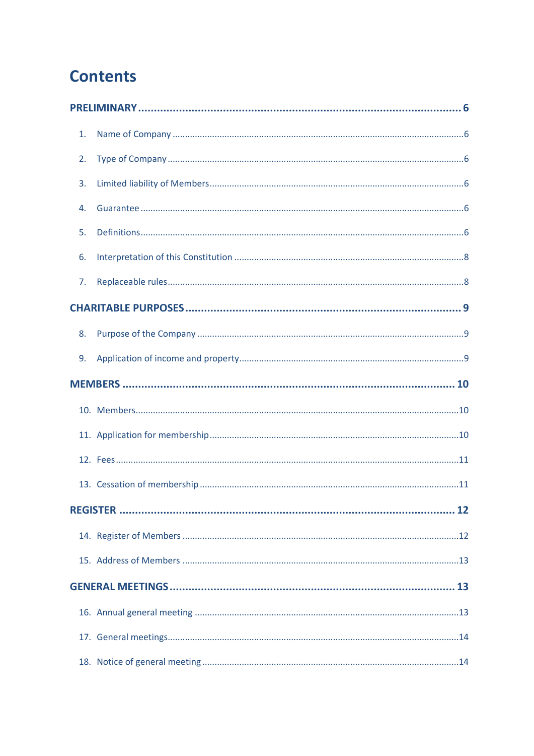# Contents

**PRELIMINARY ........................................................................................................ 6**

1. Name of Company ........................................................................................................6
2. Type of Company ........................................................................................................6
3. Limited liability of Members........................................................................................6
4. Guarantee ....................................................................................................................6
5. Definitions....................................................................................................................6
6. Interpretation of this Constitution ..............................................................................8
7. Replaceable rules.........................................................................................................8

**CHARITABLE PURPOSES ......................................................................................... 9**

8. Purpose of the Company .............................................................................................9
9. Application of income and property............................................................................9

**MEMBERS ........................................................................................................... 10**

10. Members....................................................................................................................10
11. Application for membership......................................................................................10
12. Fees ...........................................................................................................................11
13. Cessation of membership ..........................................................................................11

**REGISTER ........................................................................................................... 12**

14. Register of Members .................................................................................................12
15. Address of Members .................................................................................................13

**GENERAL MEETINGS ........................................................................................... 13**

16. Annual general meeting ............................................................................................13
17. General meetings.......................................................................................................14
18. Notice of general meeting .........................................................................................14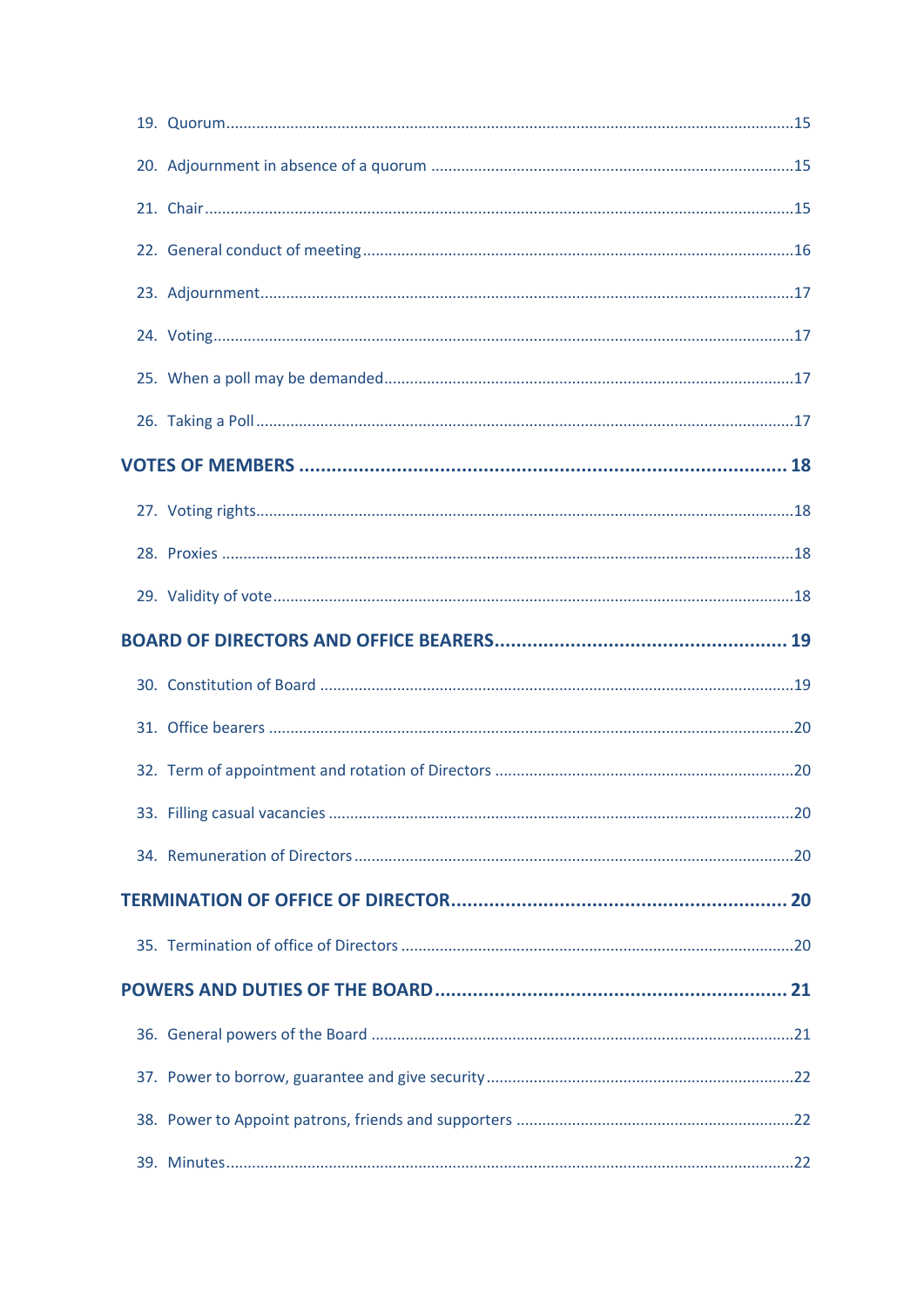19. Quorum ..... 15

20. Adjournment in absence of a quorum ..... 15

21. Chair ..... 15

22. General conduct of meeting ..... 16

23. Adjournment ..... 17

24. Voting ..... 17

25. When a poll may be demanded ..... 17

26. Taking a Poll ..... 17

**VOTES OF MEMBERS ..... 18**

27. Voting rights ..... 18

28. Proxies ..... 18

29. Validity of vote ..... 18

**BOARD OF DIRECTORS AND OFFICE BEARERS ..... 19**

30. Constitution of Board ..... 19

31. Office bearers ..... 20

32. Term of appointment and rotation of Directors ..... 20

33. Filling casual vacancies ..... 20

34. Remuneration of Directors ..... 20

**TERMINATION OF OFFICE OF DIRECTOR ..... 20**

35. Termination of office of Directors ..... 20

**POWERS AND DUTIES OF THE BOARD ..... 21**

36. General powers of the Board ..... 21

37. Power to borrow, guarantee and give security ..... 22

38. Power to Appoint patrons, friends and supporters ..... 22

39. Minutes ..... 22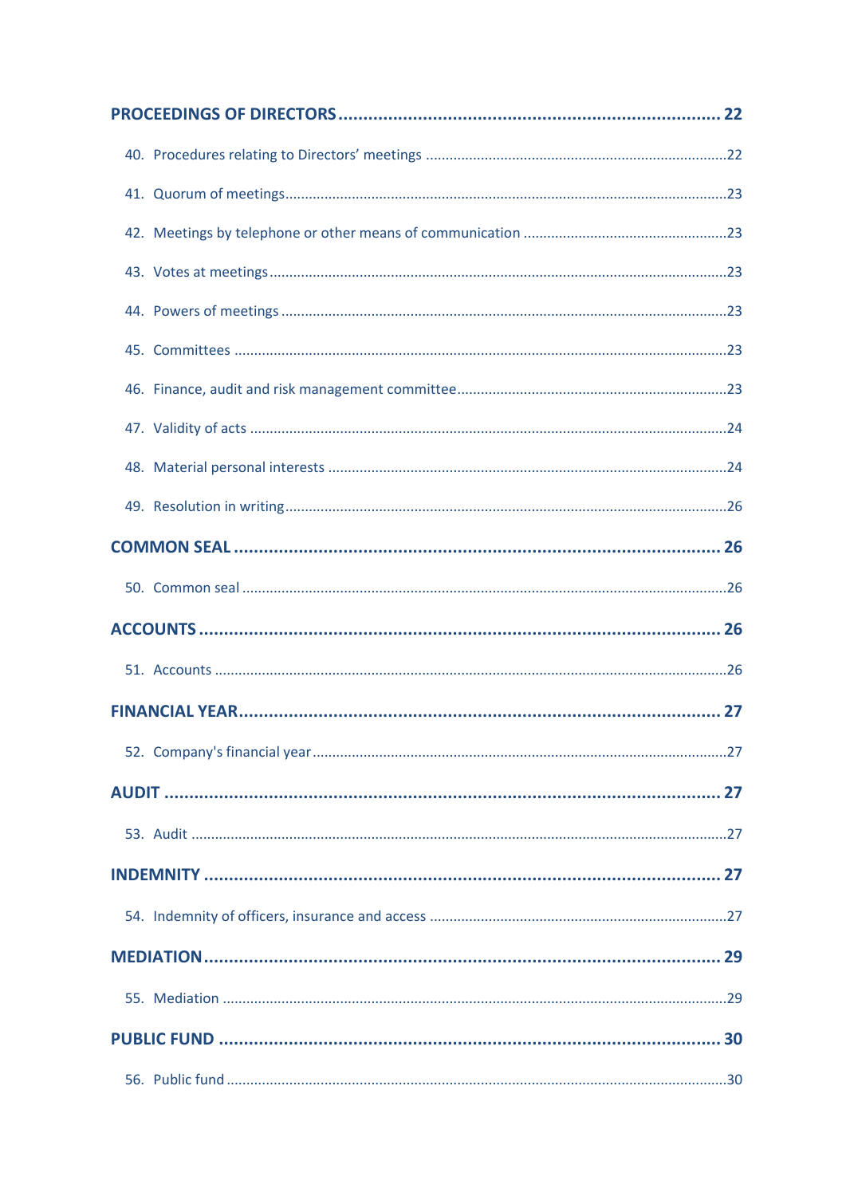**PROCEEDINGS OF DIRECTORS** .......... 22

40. Procedures relating to Directors' meetings .......... 22

41. Quorum of meetings .......... 23

42. Meetings by telephone or other means of communication .......... 23

43. Votes at meetings .......... 23

44. Powers of meetings .......... 23

45. Committees .......... 23

46. Finance, audit and risk management committee .......... 23

47. Validity of acts .......... 24

48. Material personal interests .......... 24

49. Resolution in writing .......... 26

**COMMON SEAL** .......... 26

50. Common seal .......... 26

**ACCOUNTS** .......... 26

51. Accounts .......... 26

**FINANCIAL YEAR** .......... 27

52. Company's financial year .......... 27

**AUDIT** .......... 27

53. Audit .......... 27

**INDEMNITY** .......... 27

54. Indemnity of officers, insurance and access .......... 27

**MEDIATION** .......... 29

55. Mediation .......... 29

**PUBLIC FUND** .......... 30

56. Public fund .......... 30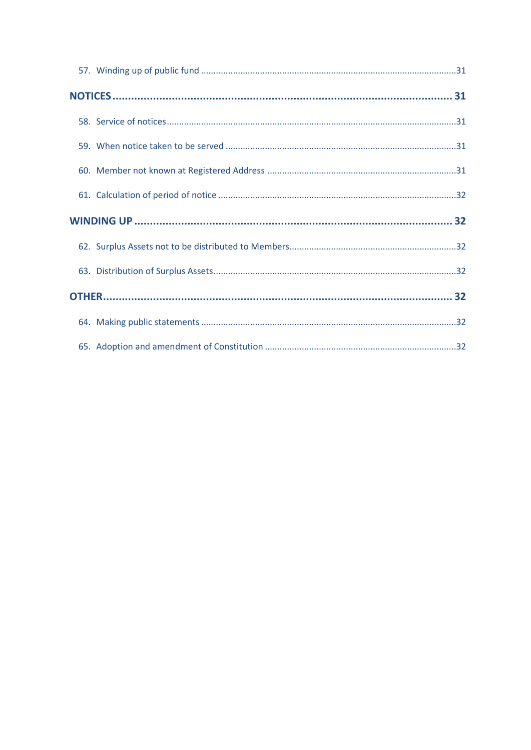57. Winding up of public fund ........................................................................................................31

**NOTICES .......................................................................................................................... 31**

58. Service of notices .........................................................................................................................31

59. When notice taken to be served ..................................................................................................31

60. Member not known at Registered Address ................................................................................31

61. Calculation of period of notice .....................................................................................................32

**WINDING UP .................................................................................................................... 32**

62. Surplus Assets not to be distributed to Members.........................................................................32

63. Distribution of Surplus Assets........................................................................................................32

**OTHER............................................................................................................................. 32**

64. Making public statements ............................................................................................................32

65. Adoption and amendment of Constitution ..................................................................................32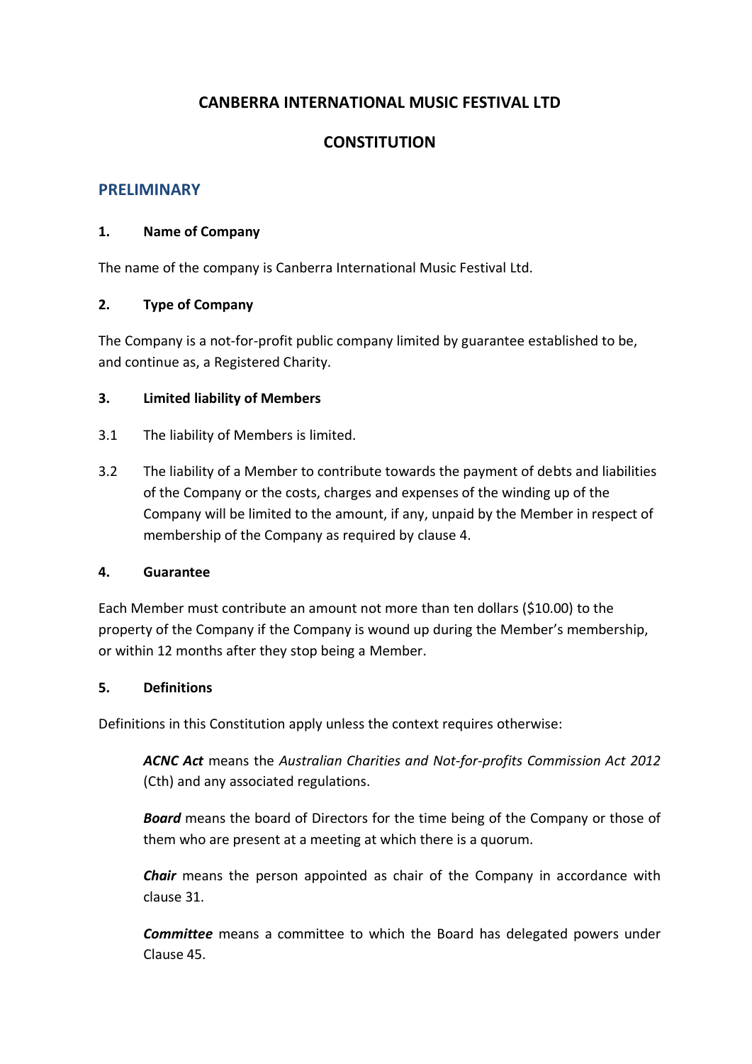# CANBERRA INTERNATIONAL MUSIC FESTIVAL LTD

# CONSTITUTION

## PRELIMINARY

### 1. Name of Company

The name of the company is Canberra International Music Festival Ltd.

### 2. Type of Company

The Company is a not-for-profit public company limited by guarantee established to be, and continue as, a Registered Charity.

### 3. Limited liability of Members

3.1 The liability of Members is limited.

3.2 The liability of a Member to contribute towards the payment of debts and liabilities of the Company or the costs, charges and expenses of the winding up of the Company will be limited to the amount, if any, unpaid by the Member in respect of membership of the Company as required by clause 4.

### 4. Guarantee

Each Member must contribute an amount not more than ten dollars ($10.00) to the property of the Company if the Company is wound up during the Member's membership, or within 12 months after they stop being a Member.

### 5. Definitions

Definitions in this Constitution apply unless the context requires otherwise:

> ***ACNC Act*** means the *Australian Charities and Not-for-profits Commission Act 2012* (Cth) and any associated regulations.
>
> ***Board*** means the board of Directors for the time being of the Company or those of them who are present at a meeting at which there is a quorum.
>
> ***Chair*** means the person appointed as chair of the Company in accordance with clause 31.
>
> ***Committee*** means a committee to which the Board has delegated powers under Clause 45.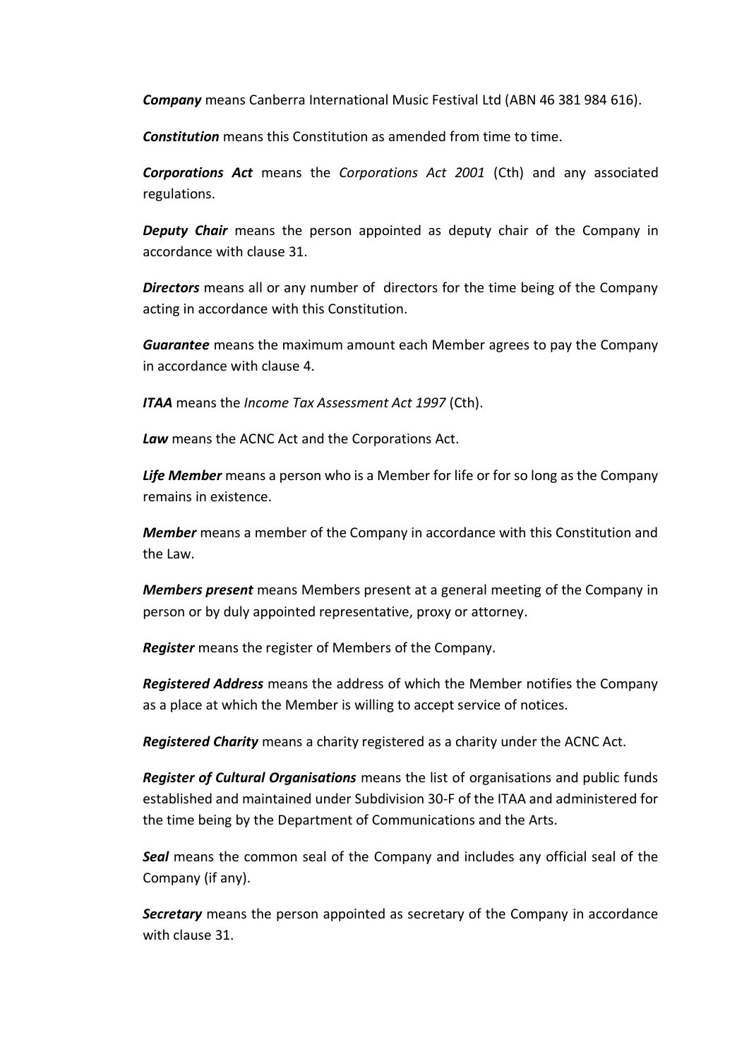***Company*** means Canberra International Music Festival Ltd (ABN 46 381 984 616).

***Constitution*** means this Constitution as amended from time to time.

***Corporations Act*** means the *Corporations Act 2001* (Cth) and any associated regulations.

***Deputy Chair*** means the person appointed as deputy chair of the Company in accordance with clause 31.

***Directors*** means all or any number of directors for the time being of the Company acting in accordance with this Constitution.

***Guarantee*** means the maximum amount each Member agrees to pay the Company in accordance with clause 4.

***ITAA*** means the *Income Tax Assessment Act 1997* (Cth).

***Law*** means the ACNC Act and the Corporations Act.

***Life Member*** means a person who is a Member for life or for so long as the Company remains in existence.

***Member*** means a member of the Company in accordance with this Constitution and the Law.

***Members present*** means Members present at a general meeting of the Company in person or by duly appointed representative, proxy or attorney.

***Register*** means the register of Members of the Company.

***Registered Address*** means the address of which the Member notifies the Company as a place at which the Member is willing to accept service of notices.

***Registered Charity*** means a charity registered as a charity under the ACNC Act.

***Register of Cultural Organisations*** means the list of organisations and public funds established and maintained under Subdivision 30-F of the ITAA and administered for the time being by the Department of Communications and the Arts.

***Seal*** means the common seal of the Company and includes any official seal of the Company (if any).

***Secretary*** means the person appointed as secretary of the Company in accordance with clause 31.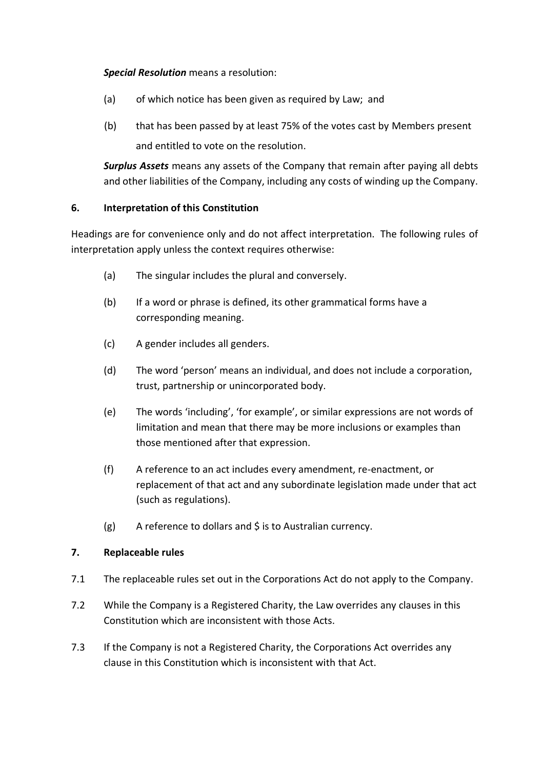***Special Resolution*** means a resolution:

(a) of which notice has been given as required by Law; and

(b) that has been passed by at least 75% of the votes cast by Members present and entitled to vote on the resolution.

***Surplus Assets*** means any assets of the Company that remain after paying all debts and other liabilities of the Company, including any costs of winding up the Company.

## 6. Interpretation of this Constitution

Headings are for convenience only and do not affect interpretation. The following rules of interpretation apply unless the context requires otherwise:

(a) The singular includes the plural and conversely.

(b) If a word or phrase is defined, its other grammatical forms have a corresponding meaning.

(c) A gender includes all genders.

(d) The word 'person' means an individual, and does not include a corporation, trust, partnership or unincorporated body.

(e) The words 'including', 'for example', or similar expressions are not words of limitation and mean that there may be more inclusions or examples than those mentioned after that expression.

(f) A reference to an act includes every amendment, re-enactment, or replacement of that act and any subordinate legislation made under that act (such as regulations).

(g) A reference to dollars and $ is to Australian currency.

## 7. Replaceable rules

7.1 The replaceable rules set out in the Corporations Act do not apply to the Company.

7.2 While the Company is a Registered Charity, the Law overrides any clauses in this Constitution which are inconsistent with those Acts.

7.3 If the Company is not a Registered Charity, the Corporations Act overrides any clause in this Constitution which is inconsistent with that Act.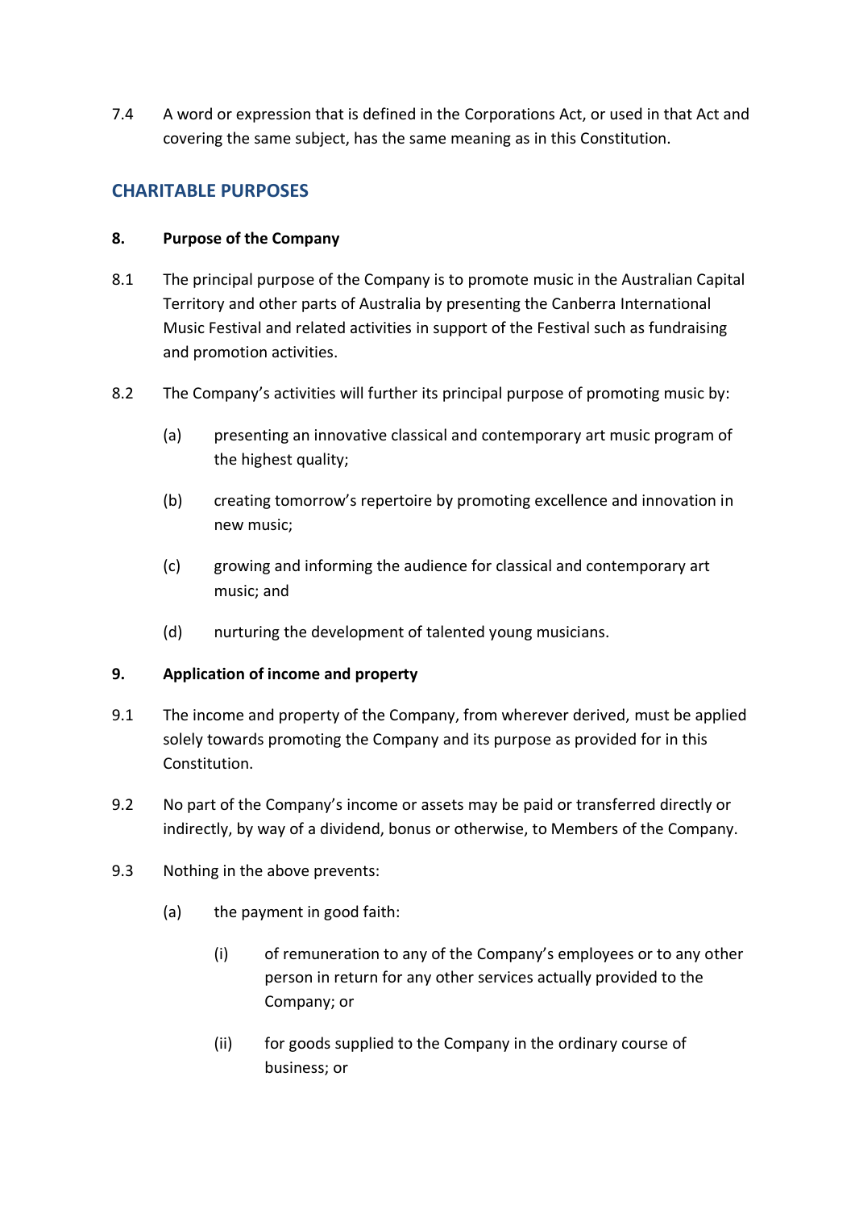7.4 A word or expression that is defined in the Corporations Act, or used in that Act and covering the same subject, has the same meaning as in this Constitution.

## CHARITABLE PURPOSES

**8. Purpose of the Company**

8.1 The principal purpose of the Company is to promote music in the Australian Capital Territory and other parts of Australia by presenting the Canberra International Music Festival and related activities in support of the Festival such as fundraising and promotion activities.

8.2 The Company's activities will further its principal purpose of promoting music by:

(a) presenting an innovative classical and contemporary art music program of the highest quality;

(b) creating tomorrow's repertoire by promoting excellence and innovation in new music;

(c) growing and informing the audience for classical and contemporary art music; and

(d) nurturing the development of talented young musicians.

**9. Application of income and property**

9.1 The income and property of the Company, from wherever derived, must be applied solely towards promoting the Company and its purpose as provided for in this Constitution.

9.2 No part of the Company's income or assets may be paid or transferred directly or indirectly, by way of a dividend, bonus or otherwise, to Members of the Company.

9.3 Nothing in the above prevents:

(a) the payment in good faith:

(i) of remuneration to any of the Company's employees or to any other person in return for any other services actually provided to the Company; or

(ii) for goods supplied to the Company in the ordinary course of business; or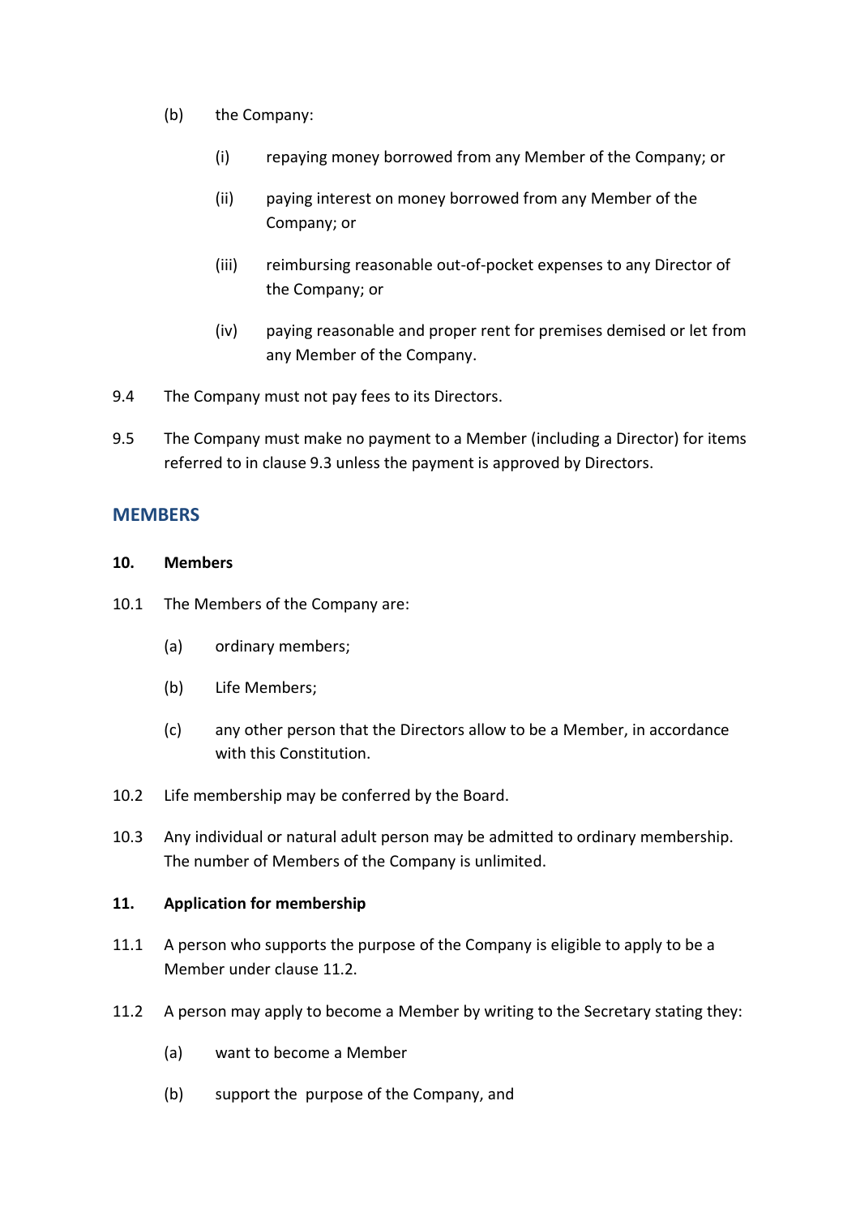(b) the Company:

  (i) repaying money borrowed from any Member of the Company; or

  (ii) paying interest on money borrowed from any Member of the Company; or

  (iii) reimbursing reasonable out-of-pocket expenses to any Director of the Company; or

  (iv) paying reasonable and proper rent for premises demised or let from any Member of the Company.

9.4 The Company must not pay fees to its Directors.

9.5 The Company must make no payment to a Member (including a Director) for items referred to in clause 9.3 unless the payment is approved by Directors.

## MEMBERS

### 10. Members

10.1 The Members of the Company are:

(a) ordinary members;

(b) Life Members;

(c) any other person that the Directors allow to be a Member, in accordance with this Constitution.

10.2 Life membership may be conferred by the Board.

10.3 Any individual or natural adult person may be admitted to ordinary membership. The number of Members of the Company is unlimited.

### 11. Application for membership

11.1 A person who supports the purpose of the Company is eligible to apply to be a Member under clause 11.2.

11.2 A person may apply to become a Member by writing to the Secretary stating they:

(a) want to become a Member

(b) support the purpose of the Company, and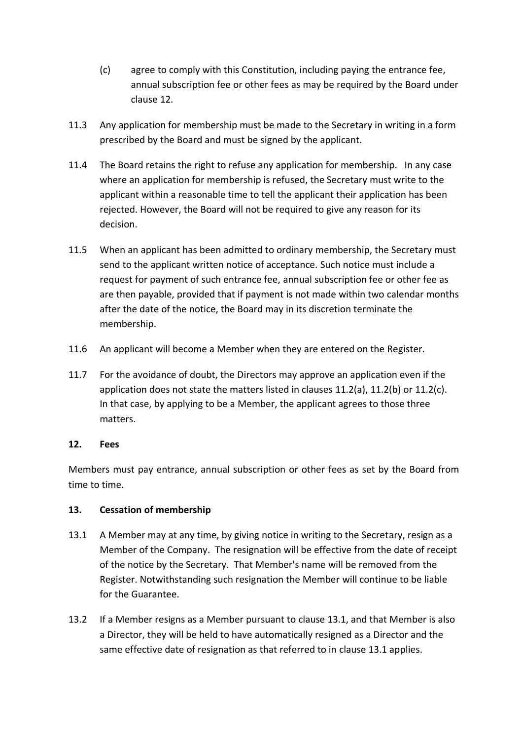(c) agree to comply with this Constitution, including paying the entrance fee, annual subscription fee or other fees as may be required by the Board under clause 12.

11.3 Any application for membership must be made to the Secretary in writing in a form prescribed by the Board and must be signed by the applicant.

11.4 The Board retains the right to refuse any application for membership. In any case where an application for membership is refused, the Secretary must write to the applicant within a reasonable time to tell the applicant their application has been rejected. However, the Board will not be required to give any reason for its decision.

11.5 When an applicant has been admitted to ordinary membership, the Secretary must send to the applicant written notice of acceptance. Such notice must include a request for payment of such entrance fee, annual subscription fee or other fee as are then payable, provided that if payment is not made within two calendar months after the date of the notice, the Board may in its discretion terminate the membership.

11.6 An applicant will become a Member when they are entered on the Register.

11.7 For the avoidance of doubt, the Directors may approve an application even if the application does not state the matters listed in clauses 11.2(a), 11.2(b) or 11.2(c). In that case, by applying to be a Member, the applicant agrees to those three matters.

**12. Fees**

Members must pay entrance, annual subscription or other fees as set by the Board from time to time.

**13. Cessation of membership**

13.1 A Member may at any time, by giving notice in writing to the Secretary, resign as a Member of the Company. The resignation will be effective from the date of receipt of the notice by the Secretary. That Member's name will be removed from the Register. Notwithstanding such resignation the Member will continue to be liable for the Guarantee.

13.2 If a Member resigns as a Member pursuant to clause 13.1, and that Member is also a Director, they will be held to have automatically resigned as a Director and the same effective date of resignation as that referred to in clause 13.1 applies.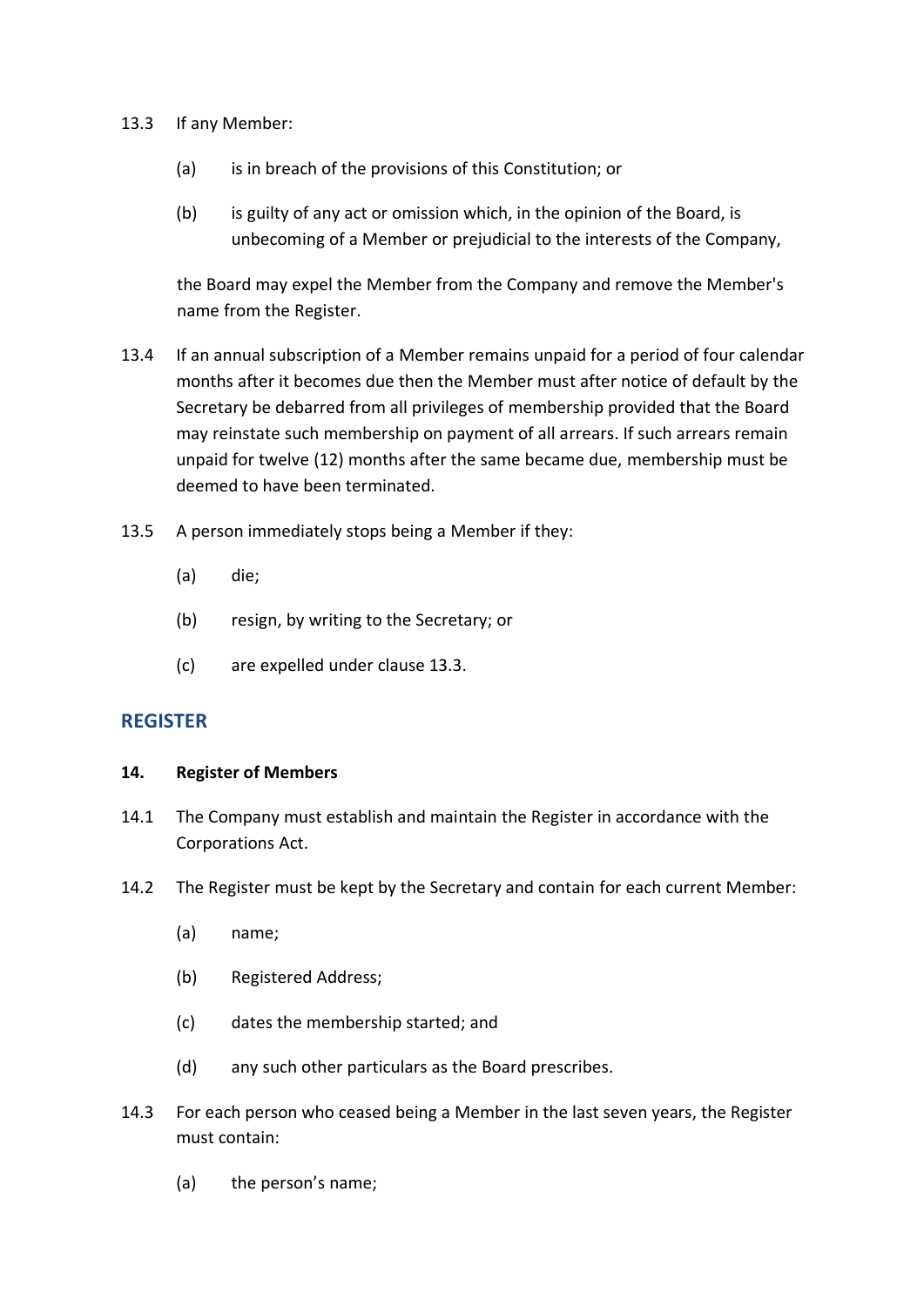13.3 If any Member:

(a) is in breach of the provisions of this Constitution; or

(b) is guilty of any act or omission which, in the opinion of the Board, is unbecoming of a Member or prejudicial to the interests of the Company,

the Board may expel the Member from the Company and remove the Member's name from the Register.

13.4 If an annual subscription of a Member remains unpaid for a period of four calendar months after it becomes due then the Member must after notice of default by the Secretary be debarred from all privileges of membership provided that the Board may reinstate such membership on payment of all arrears. If such arrears remain unpaid for twelve (12) months after the same became due, membership must be deemed to have been terminated.

13.5 A person immediately stops being a Member if they:

(a) die;

(b) resign, by writing to the Secretary; or

(c) are expelled under clause 13.3.

## REGISTER

**14. Register of Members**

14.1 The Company must establish and maintain the Register in accordance with the Corporations Act.

14.2 The Register must be kept by the Secretary and contain for each current Member:

(a) name;

(b) Registered Address;

(c) dates the membership started; and

(d) any such other particulars as the Board prescribes.

14.3 For each person who ceased being a Member in the last seven years, the Register must contain:

(a) the person's name;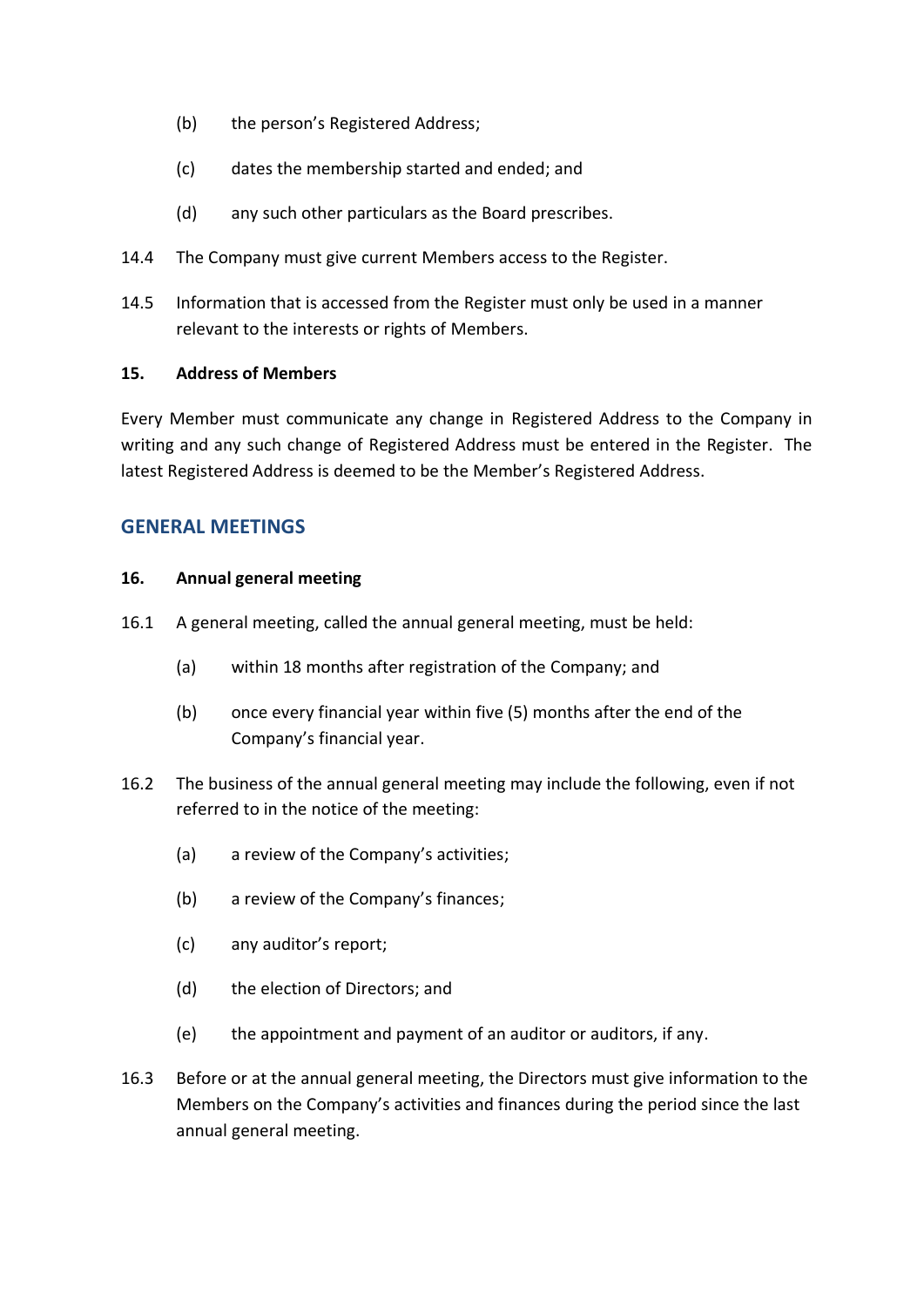(b) the person's Registered Address;

(c) dates the membership started and ended; and

(d) any such other particulars as the Board prescribes.

14.4 The Company must give current Members access to the Register.

14.5 Information that is accessed from the Register must only be used in a manner relevant to the interests or rights of Members.

**15. Address of Members**

Every Member must communicate any change in Registered Address to the Company in writing and any such change of Registered Address must be entered in the Register. The latest Registered Address is deemed to be the Member's Registered Address.

## GENERAL MEETINGS

**16. Annual general meeting**

16.1 A general meeting, called the annual general meeting, must be held:

(a) within 18 months after registration of the Company; and

(b) once every financial year within five (5) months after the end of the Company's financial year.

16.2 The business of the annual general meeting may include the following, even if not referred to in the notice of the meeting:

(a) a review of the Company's activities;

(b) a review of the Company's finances;

(c) any auditor's report;

(d) the election of Directors; and

(e) the appointment and payment of an auditor or auditors, if any.

16.3 Before or at the annual general meeting, the Directors must give information to the Members on the Company's activities and finances during the period since the last annual general meeting.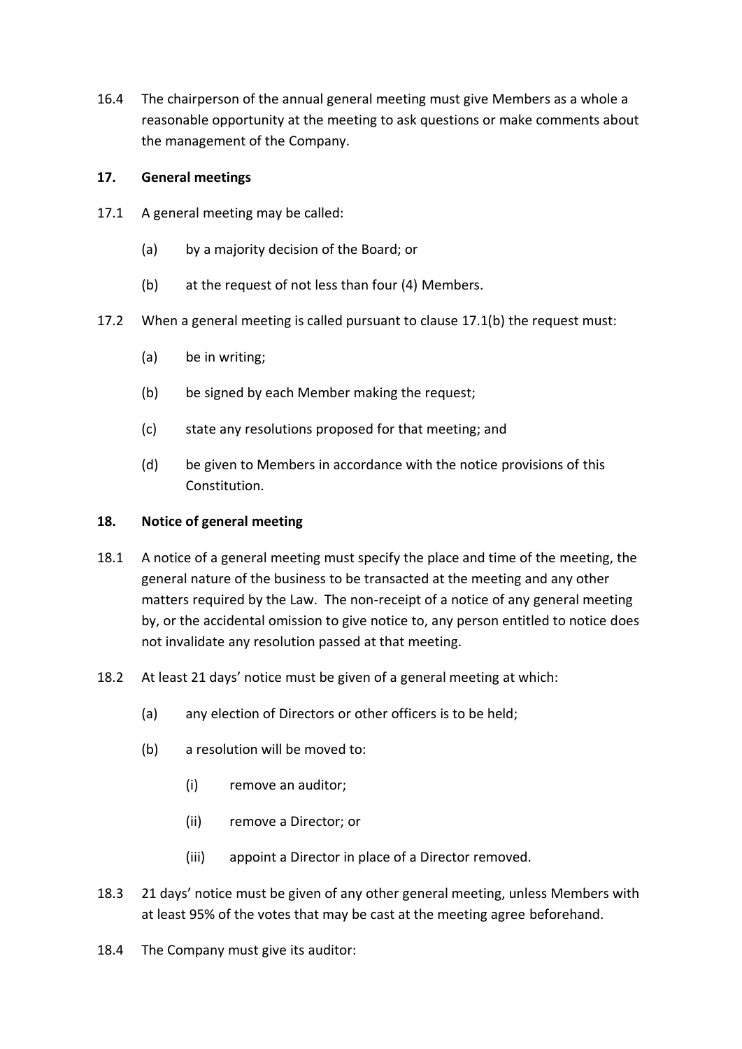16.4 The chairperson of the annual general meeting must give Members as a whole a reasonable opportunity at the meeting to ask questions or make comments about the management of the Company.

## 17. General meetings

17.1 A general meeting may be called:

- (a) by a majority decision of the Board; or
- (b) at the request of not less than four (4) Members.

17.2 When a general meeting is called pursuant to clause 17.1(b) the request must:

- (a) be in writing;
- (b) be signed by each Member making the request;
- (c) state any resolutions proposed for that meeting; and
- (d) be given to Members in accordance with the notice provisions of this Constitution.

## 18. Notice of general meeting

18.1 A notice of a general meeting must specify the place and time of the meeting, the general nature of the business to be transacted at the meeting and any other matters required by the Law. The non-receipt of a notice of any general meeting by, or the accidental omission to give notice to, any person entitled to notice does not invalidate any resolution passed at that meeting.

18.2 At least 21 days' notice must be given of a general meeting at which:

- (a) any election of Directors or other officers is to be held;
- (b) a resolution will be moved to:
  - (i) remove an auditor;
  - (ii) remove a Director; or
  - (iii) appoint a Director in place of a Director removed.

18.3 21 days' notice must be given of any other general meeting, unless Members with at least 95% of the votes that may be cast at the meeting agree beforehand.

18.4 The Company must give its auditor: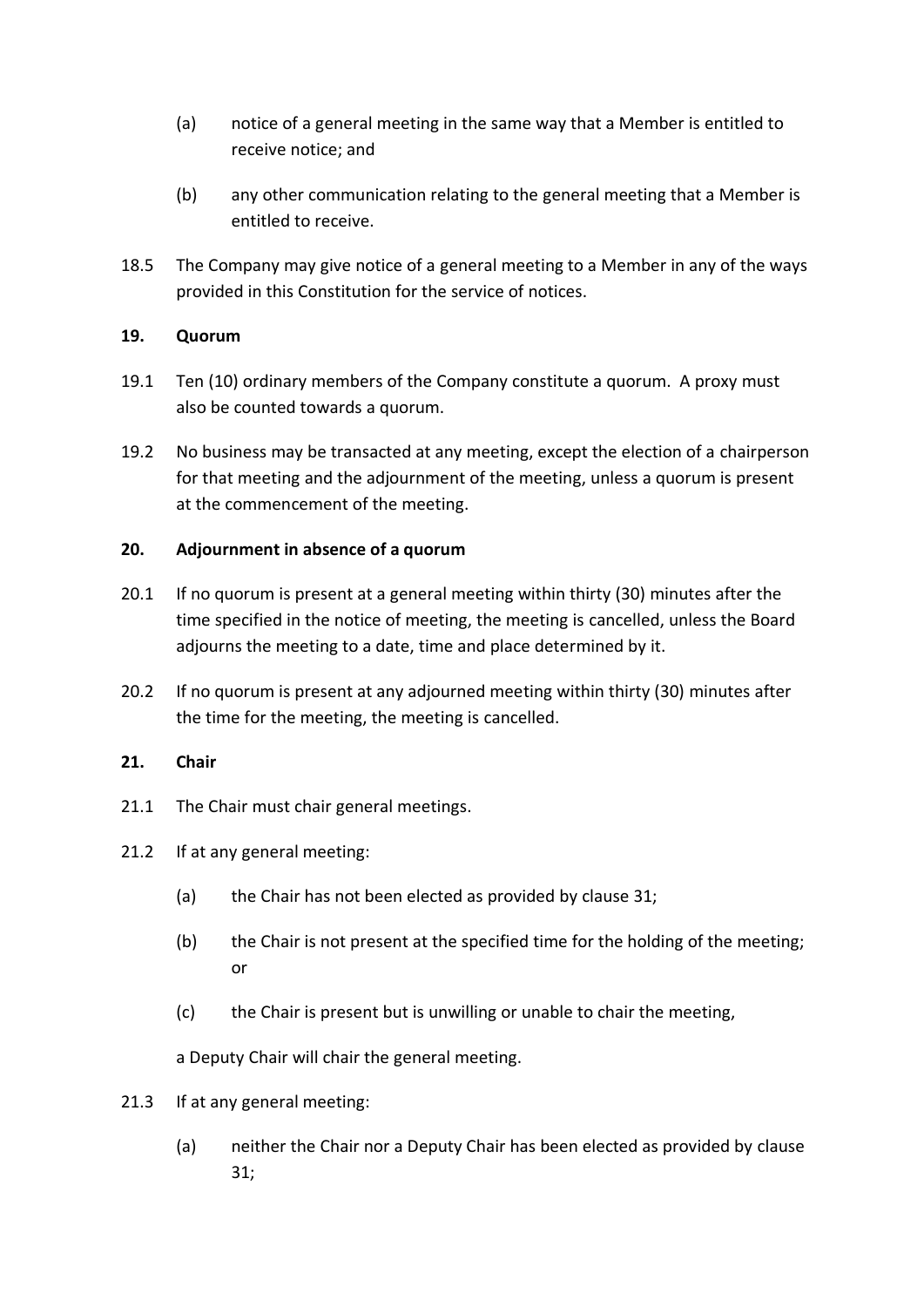(a) notice of a general meeting in the same way that a Member is entitled to receive notice; and

(b) any other communication relating to the general meeting that a Member is entitled to receive.

18.5 The Company may give notice of a general meeting to a Member in any of the ways provided in this Constitution for the service of notices.

**19. Quorum**

19.1 Ten (10) ordinary members of the Company constitute a quorum. A proxy must also be counted towards a quorum.

19.2 No business may be transacted at any meeting, except the election of a chairperson for that meeting and the adjournment of the meeting, unless a quorum is present at the commencement of the meeting.

**20. Adjournment in absence of a quorum**

20.1 If no quorum is present at a general meeting within thirty (30) minutes after the time specified in the notice of meeting, the meeting is cancelled, unless the Board adjourns the meeting to a date, time and place determined by it.

20.2 If no quorum is present at any adjourned meeting within thirty (30) minutes after the time for the meeting, the meeting is cancelled.

**21. Chair**

21.1 The Chair must chair general meetings.

21.2 If at any general meeting:

(a) the Chair has not been elected as provided by clause 31;

(b) the Chair is not present at the specified time for the holding of the meeting; or

(c) the Chair is present but is unwilling or unable to chair the meeting,

a Deputy Chair will chair the general meeting.

21.3 If at any general meeting:

(a) neither the Chair nor a Deputy Chair has been elected as provided by clause 31;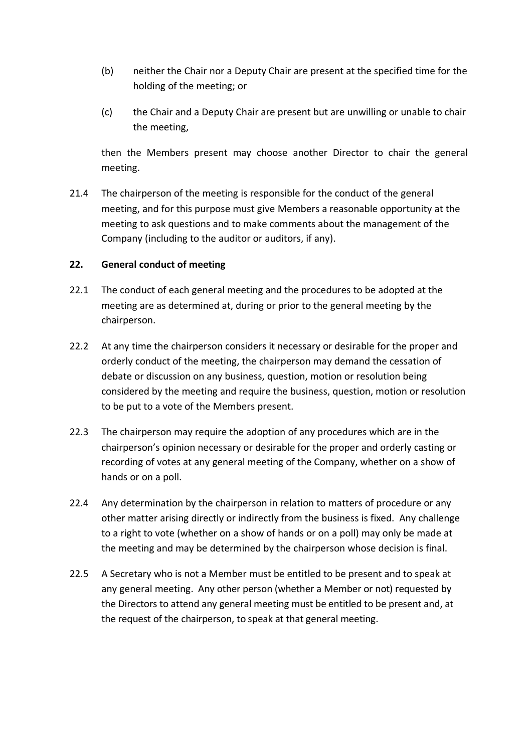(b) neither the Chair nor a Deputy Chair are present at the specified time for the holding of the meeting; or

(c) the Chair and a Deputy Chair are present but are unwilling or unable to chair the meeting,

then the Members present may choose another Director to chair the general meeting.

21.4 The chairperson of the meeting is responsible for the conduct of the general meeting, and for this purpose must give Members a reasonable opportunity at the meeting to ask questions and to make comments about the management of the Company (including to the auditor or auditors, if any).

**22. General conduct of meeting**

22.1 The conduct of each general meeting and the procedures to be adopted at the meeting are as determined at, during or prior to the general meeting by the chairperson.

22.2 At any time the chairperson considers it necessary or desirable for the proper and orderly conduct of the meeting, the chairperson may demand the cessation of debate or discussion on any business, question, motion or resolution being considered by the meeting and require the business, question, motion or resolution to be put to a vote of the Members present.

22.3 The chairperson may require the adoption of any procedures which are in the chairperson's opinion necessary or desirable for the proper and orderly casting or recording of votes at any general meeting of the Company, whether on a show of hands or on a poll.

22.4 Any determination by the chairperson in relation to matters of procedure or any other matter arising directly or indirectly from the business is fixed. Any challenge to a right to vote (whether on a show of hands or on a poll) may only be made at the meeting and may be determined by the chairperson whose decision is final.

22.5 A Secretary who is not a Member must be entitled to be present and to speak at any general meeting. Any other person (whether a Member or not) requested by the Directors to attend any general meeting must be entitled to be present and, at the request of the chairperson, to speak at that general meeting.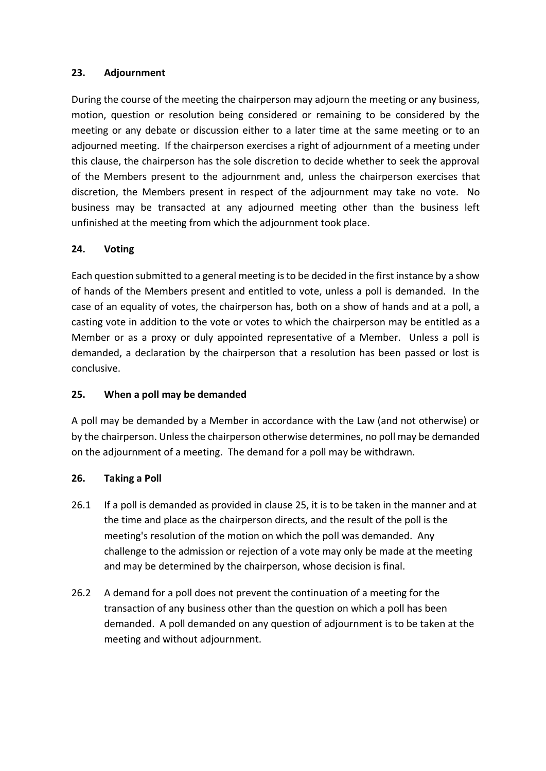## 23. Adjournment

During the course of the meeting the chairperson may adjourn the meeting or any business, motion, question or resolution being considered or remaining to be considered by the meeting or any debate or discussion either to a later time at the same meeting or to an adjourned meeting. If the chairperson exercises a right of adjournment of a meeting under this clause, the chairperson has the sole discretion to decide whether to seek the approval of the Members present to the adjournment and, unless the chairperson exercises that discretion, the Members present in respect of the adjournment may take no vote. No business may be transacted at any adjourned meeting other than the business left unfinished at the meeting from which the adjournment took place.

## 24. Voting

Each question submitted to a general meeting is to be decided in the first instance by a show of hands of the Members present and entitled to vote, unless a poll is demanded. In the case of an equality of votes, the chairperson has, both on a show of hands and at a poll, a casting vote in addition to the vote or votes to which the chairperson may be entitled as a Member or as a proxy or duly appointed representative of a Member. Unless a poll is demanded, a declaration by the chairperson that a resolution has been passed or lost is conclusive.

## 25. When a poll may be demanded

A poll may be demanded by a Member in accordance with the Law (and not otherwise) or by the chairperson. Unless the chairperson otherwise determines, no poll may be demanded on the adjournment of a meeting. The demand for a poll may be withdrawn.

## 26. Taking a Poll

26.1 If a poll is demanded as provided in clause 25, it is to be taken in the manner and at the time and place as the chairperson directs, and the result of the poll is the meeting's resolution of the motion on which the poll was demanded. Any challenge to the admission or rejection of a vote may only be made at the meeting and may be determined by the chairperson, whose decision is final.

26.2 A demand for a poll does not prevent the continuation of a meeting for the transaction of any business other than the question on which a poll has been demanded. A poll demanded on any question of adjournment is to be taken at the meeting and without adjournment.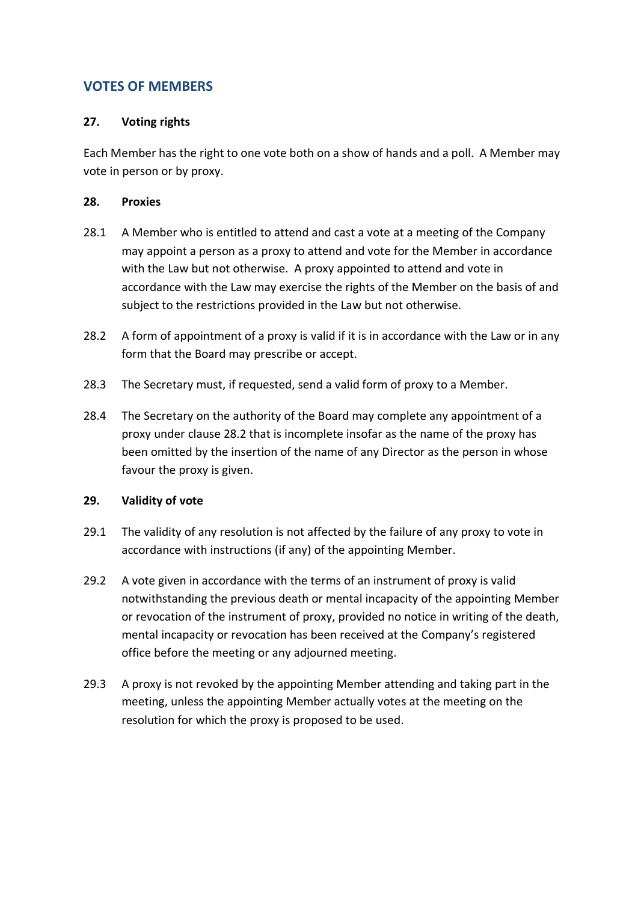## VOTES OF MEMBERS

### 27. Voting rights

Each Member has the right to one vote both on a show of hands and a poll. A Member may vote in person or by proxy.

### 28. Proxies

28.1 A Member who is entitled to attend and cast a vote at a meeting of the Company may appoint a person as a proxy to attend and vote for the Member in accordance with the Law but not otherwise. A proxy appointed to attend and vote in accordance with the Law may exercise the rights of the Member on the basis of and subject to the restrictions provided in the Law but not otherwise.

28.2 A form of appointment of a proxy is valid if it is in accordance with the Law or in any form that the Board may prescribe or accept.

28.3 The Secretary must, if requested, send a valid form of proxy to a Member.

28.4 The Secretary on the authority of the Board may complete any appointment of a proxy under clause 28.2 that is incomplete insofar as the name of the proxy has been omitted by the insertion of the name of any Director as the person in whose favour the proxy is given.

### 29. Validity of vote

29.1 The validity of any resolution is not affected by the failure of any proxy to vote in accordance with instructions (if any) of the appointing Member.

29.2 A vote given in accordance with the terms of an instrument of proxy is valid notwithstanding the previous death or mental incapacity of the appointing Member or revocation of the instrument of proxy, provided no notice in writing of the death, mental incapacity or revocation has been received at the Company's registered office before the meeting or any adjourned meeting.

29.3 A proxy is not revoked by the appointing Member attending and taking part in the meeting, unless the appointing Member actually votes at the meeting on the resolution for which the proxy is proposed to be used.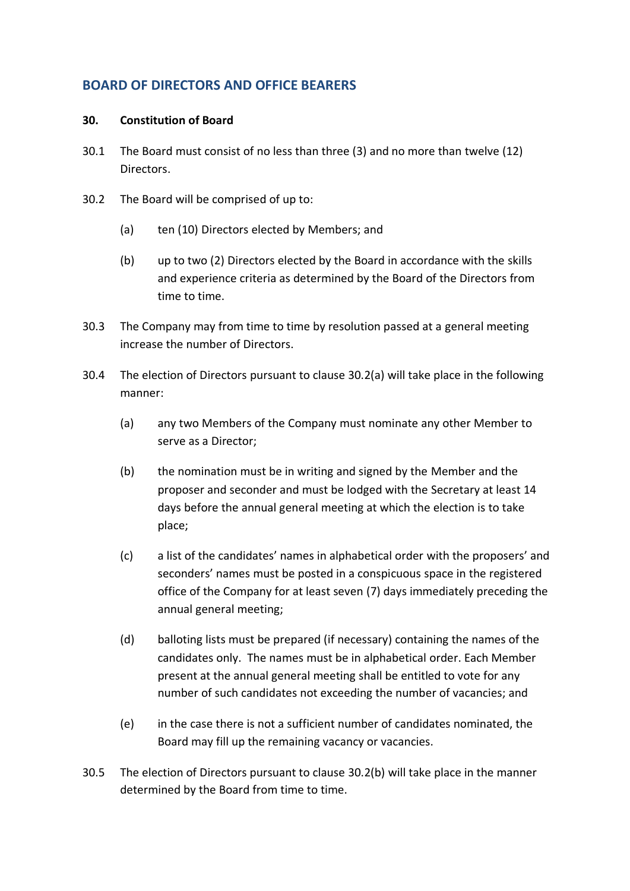## BOARD OF DIRECTORS AND OFFICE BEARERS

### 30. Constitution of Board

30.1 The Board must consist of no less than three (3) and no more than twelve (12) Directors.

30.2 The Board will be comprised of up to:

(a) ten (10) Directors elected by Members; and

(b) up to two (2) Directors elected by the Board in accordance with the skills and experience criteria as determined by the Board of the Directors from time to time.

30.3 The Company may from time to time by resolution passed at a general meeting increase the number of Directors.

30.4 The election of Directors pursuant to clause 30.2(a) will take place in the following manner:

(a) any two Members of the Company must nominate any other Member to serve as a Director;

(b) the nomination must be in writing and signed by the Member and the proposer and seconder and must be lodged with the Secretary at least 14 days before the annual general meeting at which the election is to take place;

(c) a list of the candidates' names in alphabetical order with the proposers' and seconders' names must be posted in a conspicuous space in the registered office of the Company for at least seven (7) days immediately preceding the annual general meeting;

(d) balloting lists must be prepared (if necessary) containing the names of the candidates only. The names must be in alphabetical order. Each Member present at the annual general meeting shall be entitled to vote for any number of such candidates not exceeding the number of vacancies; and

(e) in the case there is not a sufficient number of candidates nominated, the Board may fill up the remaining vacancy or vacancies.

30.5 The election of Directors pursuant to clause 30.2(b) will take place in the manner determined by the Board from time to time.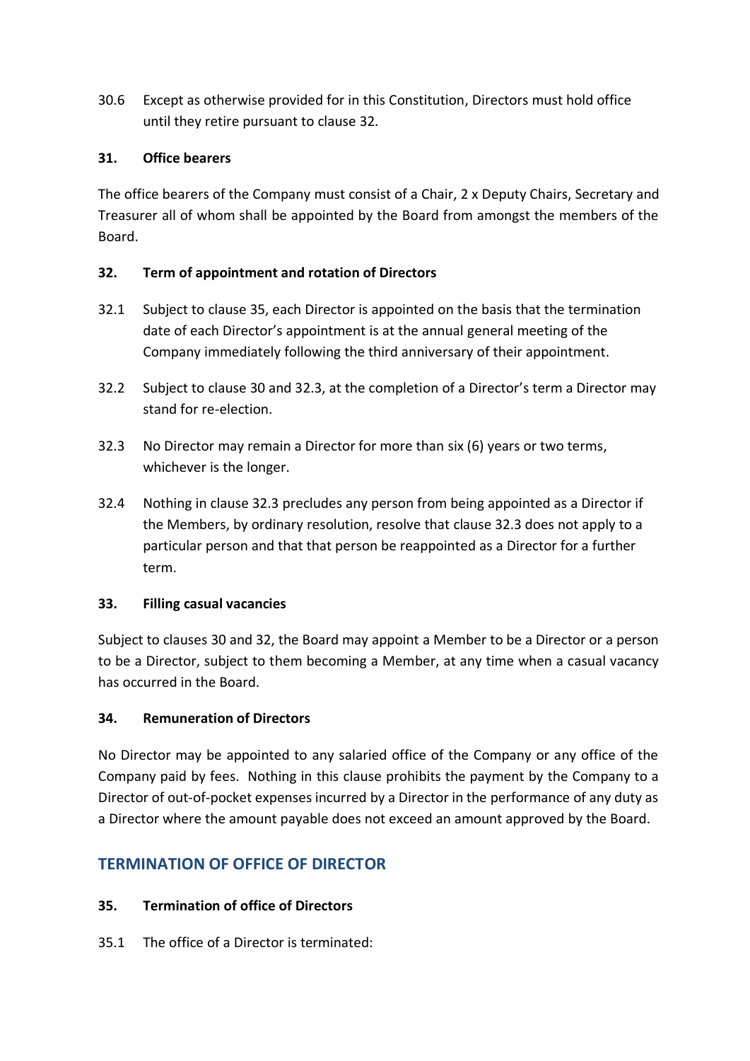30.6 Except as otherwise provided for in this Constitution, Directors must hold office until they retire pursuant to clause 32.

**31. Office bearers**

The office bearers of the Company must consist of a Chair, 2 x Deputy Chairs, Secretary and Treasurer all of whom shall be appointed by the Board from amongst the members of the Board.

**32. Term of appointment and rotation of Directors**

32.1 Subject to clause 35, each Director is appointed on the basis that the termination date of each Director's appointment is at the annual general meeting of the Company immediately following the third anniversary of their appointment.

32.2 Subject to clause 30 and 32.3, at the completion of a Director's term a Director may stand for re-election.

32.3 No Director may remain a Director for more than six (6) years or two terms, whichever is the longer.

32.4 Nothing in clause 32.3 precludes any person from being appointed as a Director if the Members, by ordinary resolution, resolve that clause 32.3 does not apply to a particular person and that that person be reappointed as a Director for a further term.

**33. Filling casual vacancies**

Subject to clauses 30 and 32, the Board may appoint a Member to be a Director or a person to be a Director, subject to them becoming a Member, at any time when a casual vacancy has occurred in the Board.

**34. Remuneration of Directors**

No Director may be appointed to any salaried office of the Company or any office of the Company paid by fees. Nothing in this clause prohibits the payment by the Company to a Director of out-of-pocket expenses incurred by a Director in the performance of any duty as a Director where the amount payable does not exceed an amount approved by the Board.

## TERMINATION OF OFFICE OF DIRECTOR

**35. Termination of office of Directors**

35.1 The office of a Director is terminated: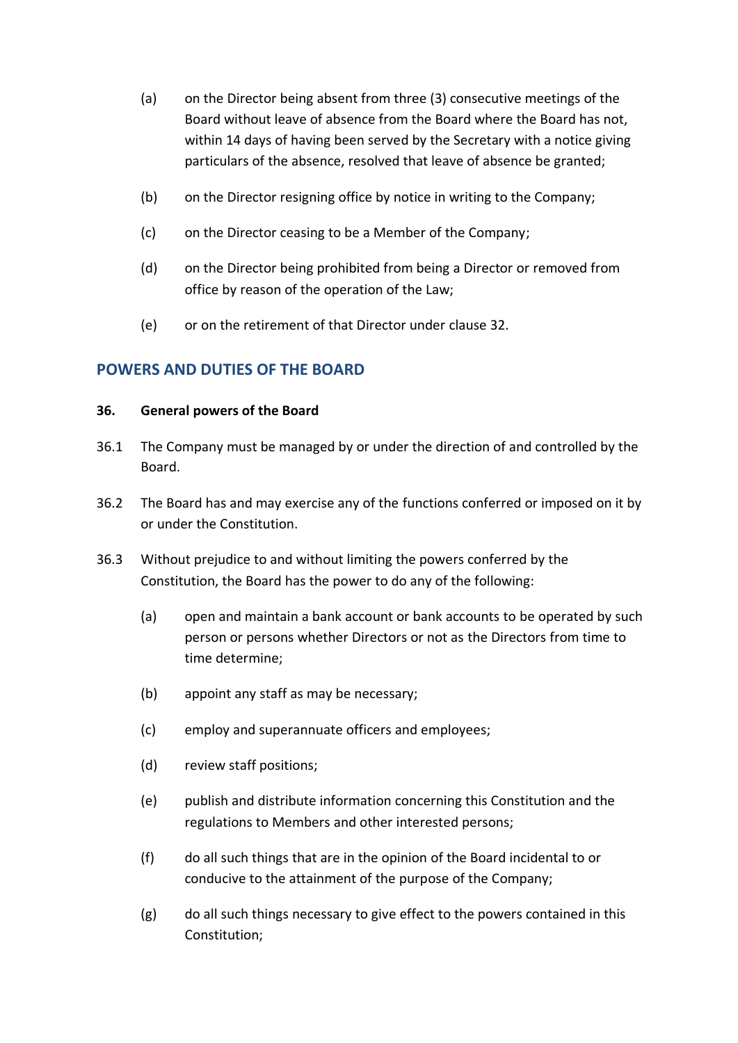(a) on the Director being absent from three (3) consecutive meetings of the Board without leave of absence from the Board where the Board has not, within 14 days of having been served by the Secretary with a notice giving particulars of the absence, resolved that leave of absence be granted;

(b) on the Director resigning office by notice in writing to the Company;

(c) on the Director ceasing to be a Member of the Company;

(d) on the Director being prohibited from being a Director or removed from office by reason of the operation of the Law;

(e) or on the retirement of that Director under clause 32.

## POWERS AND DUTIES OF THE BOARD

**36. General powers of the Board**

36.1 The Company must be managed by or under the direction of and controlled by the Board.

36.2 The Board has and may exercise any of the functions conferred or imposed on it by or under the Constitution.

36.3 Without prejudice to and without limiting the powers conferred by the Constitution, the Board has the power to do any of the following:

(a) open and maintain a bank account or bank accounts to be operated by such person or persons whether Directors or not as the Directors from time to time determine;

(b) appoint any staff as may be necessary;

(c) employ and superannuate officers and employees;

(d) review staff positions;

(e) publish and distribute information concerning this Constitution and the regulations to Members and other interested persons;

(f) do all such things that are in the opinion of the Board incidental to or conducive to the attainment of the purpose of the Company;

(g) do all such things necessary to give effect to the powers contained in this Constitution;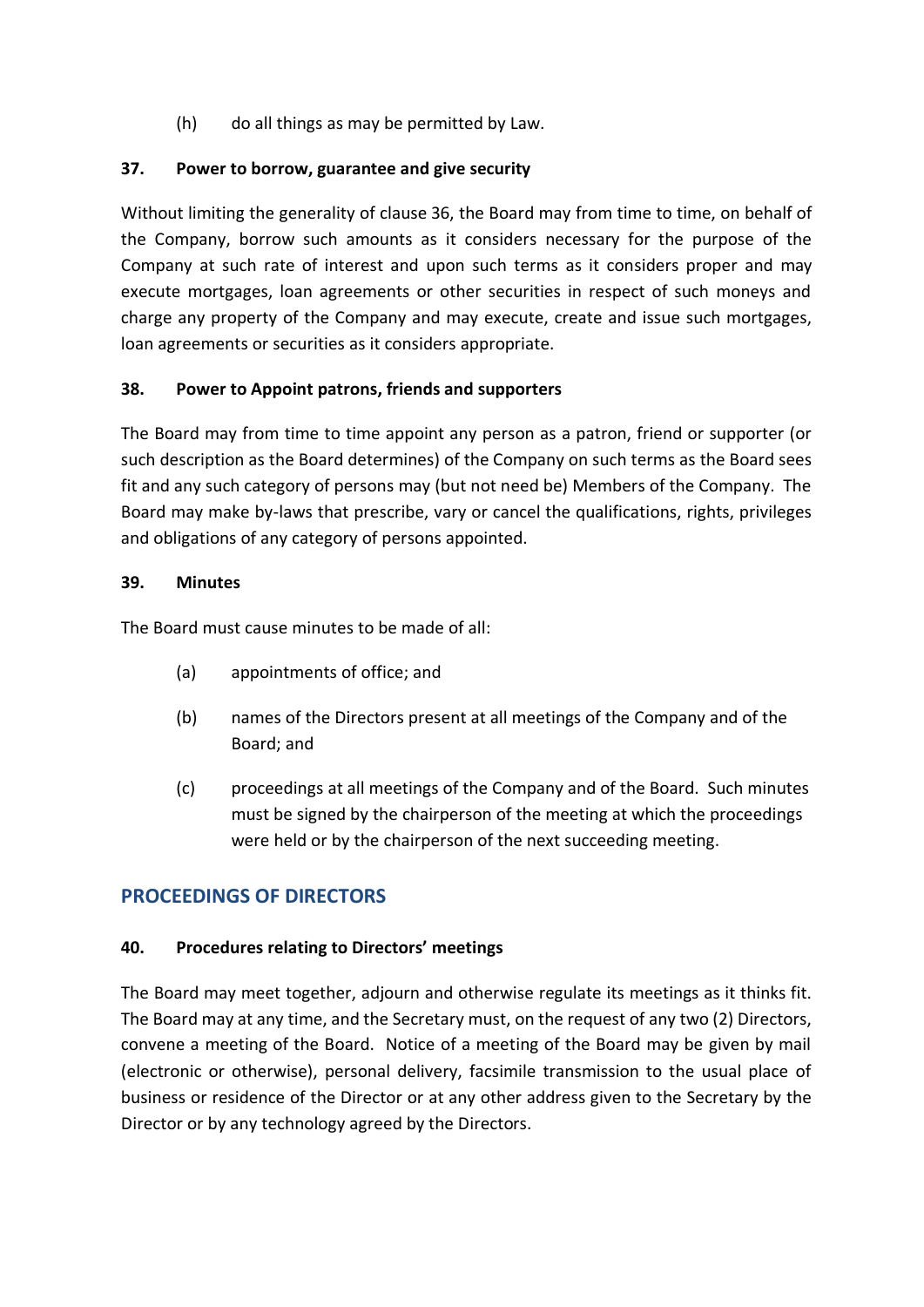(h) do all things as may be permitted by Law.

**37. Power to borrow, guarantee and give security**

Without limiting the generality of clause 36, the Board may from time to time, on behalf of the Company, borrow such amounts as it considers necessary for the purpose of the Company at such rate of interest and upon such terms as it considers proper and may execute mortgages, loan agreements or other securities in respect of such moneys and charge any property of the Company and may execute, create and issue such mortgages, loan agreements or securities as it considers appropriate.

**38. Power to Appoint patrons, friends and supporters**

The Board may from time to time appoint any person as a patron, friend or supporter (or such description as the Board determines) of the Company on such terms as the Board sees fit and any such category of persons may (but not need be) Members of the Company. The Board may make by-laws that prescribe, vary or cancel the qualifications, rights, privileges and obligations of any category of persons appointed.

**39. Minutes**

The Board must cause minutes to be made of all:

(a) appointments of office; and

(b) names of the Directors present at all meetings of the Company and of the Board; and

(c) proceedings at all meetings of the Company and of the Board. Such minutes must be signed by the chairperson of the meeting at which the proceedings were held or by the chairperson of the next succeeding meeting.

## PROCEEDINGS OF DIRECTORS

**40. Procedures relating to Directors' meetings**

The Board may meet together, adjourn and otherwise regulate its meetings as it thinks fit. The Board may at any time, and the Secretary must, on the request of any two (2) Directors, convene a meeting of the Board. Notice of a meeting of the Board may be given by mail (electronic or otherwise), personal delivery, facsimile transmission to the usual place of business or residence of the Director or at any other address given to the Secretary by the Director or by any technology agreed by the Directors.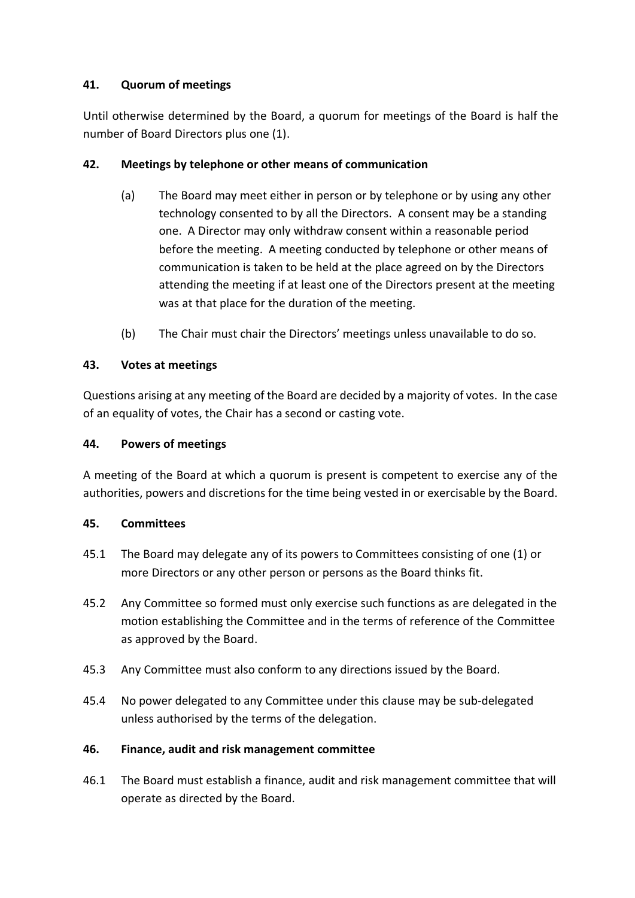### 41. Quorum of meetings

Until otherwise determined by the Board, a quorum for meetings of the Board is half the number of Board Directors plus one (1).

### 42. Meetings by telephone or other means of communication

(a) The Board may meet either in person or by telephone or by using any other technology consented to by all the Directors. A consent may be a standing one. A Director may only withdraw consent within a reasonable period before the meeting. A meeting conducted by telephone or other means of communication is taken to be held at the place agreed on by the Directors attending the meeting if at least one of the Directors present at the meeting was at that place for the duration of the meeting.

(b) The Chair must chair the Directors' meetings unless unavailable to do so.

### 43. Votes at meetings

Questions arising at any meeting of the Board are decided by a majority of votes. In the case of an equality of votes, the Chair has a second or casting vote.

### 44. Powers of meetings

A meeting of the Board at which a quorum is present is competent to exercise any of the authorities, powers and discretions for the time being vested in or exercisable by the Board.

### 45. Committees

45.1 The Board may delegate any of its powers to Committees consisting of one (1) or more Directors or any other person or persons as the Board thinks fit.

45.2 Any Committee so formed must only exercise such functions as are delegated in the motion establishing the Committee and in the terms of reference of the Committee as approved by the Board.

45.3 Any Committee must also conform to any directions issued by the Board.

45.4 No power delegated to any Committee under this clause may be sub-delegated unless authorised by the terms of the delegation.

### 46. Finance, audit and risk management committee

46.1 The Board must establish a finance, audit and risk management committee that will operate as directed by the Board.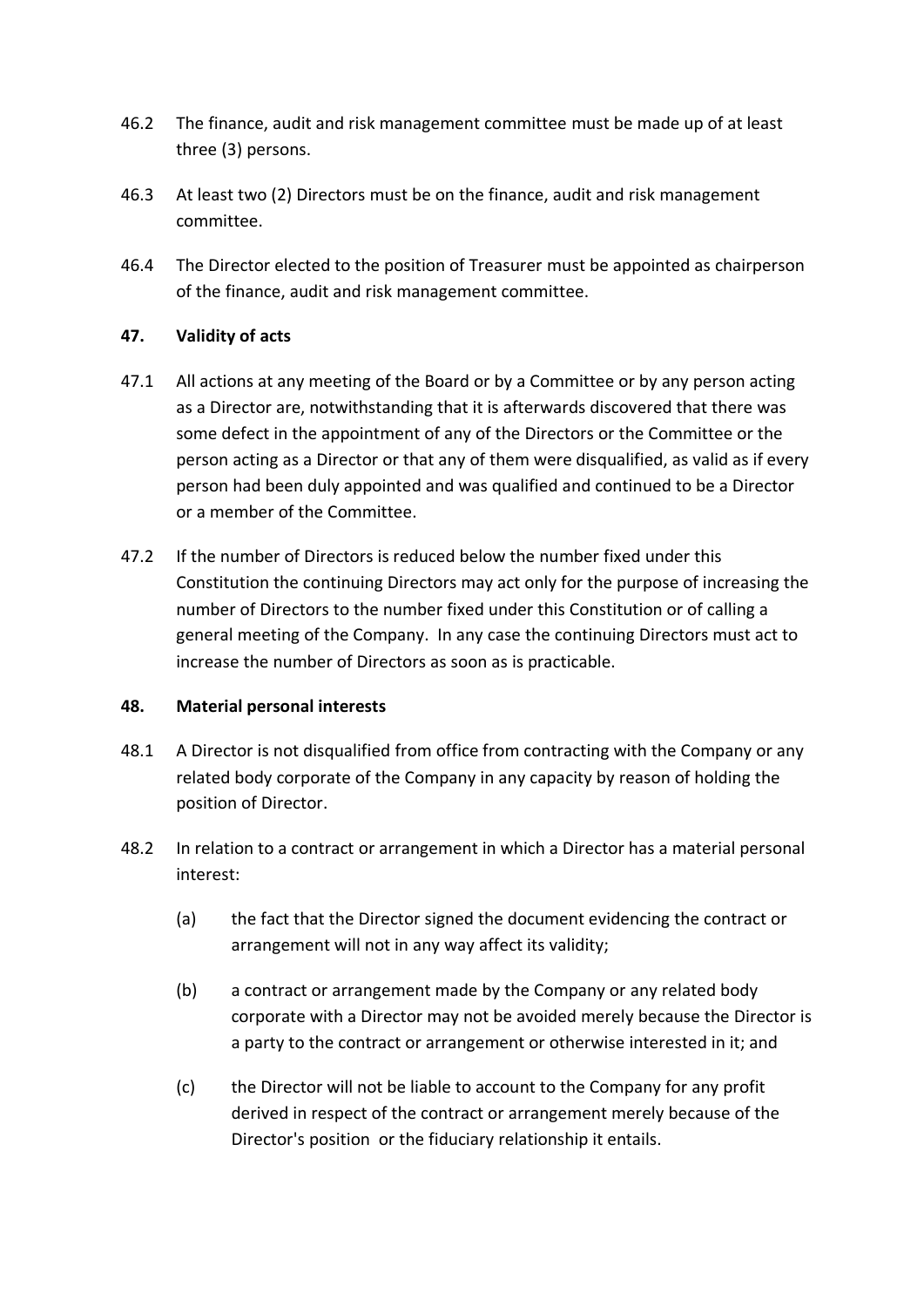46.2 The finance, audit and risk management committee must be made up of at least three (3) persons.

46.3 At least two (2) Directors must be on the finance, audit and risk management committee.

46.4 The Director elected to the position of Treasurer must be appointed as chairperson of the finance, audit and risk management committee.

**47. Validity of acts**

47.1 All actions at any meeting of the Board or by a Committee or by any person acting as a Director are, notwithstanding that it is afterwards discovered that there was some defect in the appointment of any of the Directors or the Committee or the person acting as a Director or that any of them were disqualified, as valid as if every person had been duly appointed and was qualified and continued to be a Director or a member of the Committee.

47.2 If the number of Directors is reduced below the number fixed under this Constitution the continuing Directors may act only for the purpose of increasing the number of Directors to the number fixed under this Constitution or of calling a general meeting of the Company. In any case the continuing Directors must act to increase the number of Directors as soon as is practicable.

**48. Material personal interests**

48.1 A Director is not disqualified from office from contracting with the Company or any related body corporate of the Company in any capacity by reason of holding the position of Director.

48.2 In relation to a contract or arrangement in which a Director has a material personal interest:

(a) the fact that the Director signed the document evidencing the contract or arrangement will not in any way affect its validity;

(b) a contract or arrangement made by the Company or any related body corporate with a Director may not be avoided merely because the Director is a party to the contract or arrangement or otherwise interested in it; and

(c) the Director will not be liable to account to the Company for any profit derived in respect of the contract or arrangement merely because of the Director's position or the fiduciary relationship it entails.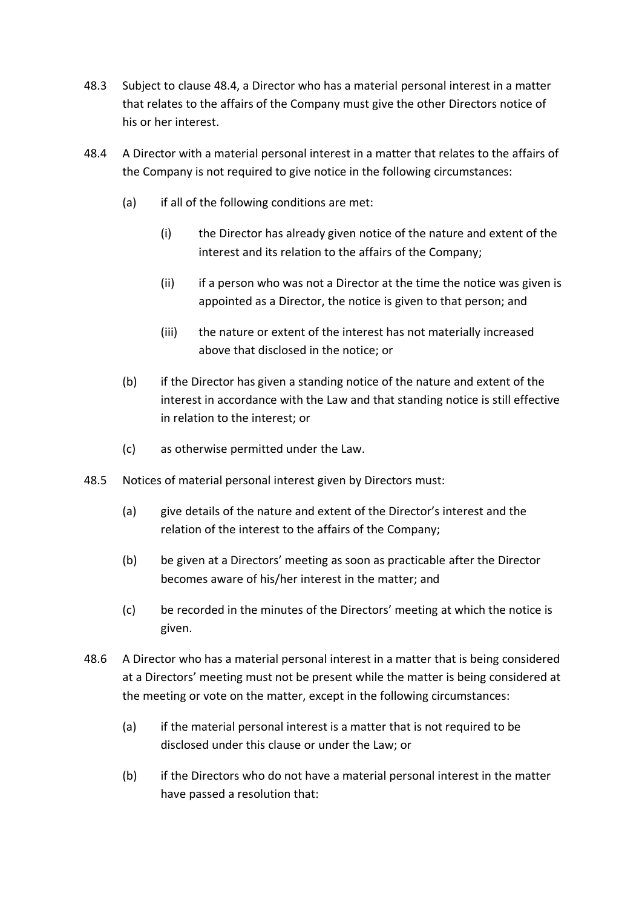48.3 Subject to clause 48.4, a Director who has a material personal interest in a matter that relates to the affairs of the Company must give the other Directors notice of his or her interest.

48.4 A Director with a material personal interest in a matter that relates to the affairs of the Company is not required to give notice in the following circumstances:

- (a) if all of the following conditions are met:
  - (i) the Director has already given notice of the nature and extent of the interest and its relation to the affairs of the Company;
  - (ii) if a person who was not a Director at the time the notice was given is appointed as a Director, the notice is given to that person; and
  - (iii) the nature or extent of the interest has not materially increased above that disclosed in the notice; or
- (b) if the Director has given a standing notice of the nature and extent of the interest in accordance with the Law and that standing notice is still effective in relation to the interest; or
- (c) as otherwise permitted under the Law.

48.5 Notices of material personal interest given by Directors must:

- (a) give details of the nature and extent of the Director's interest and the relation of the interest to the affairs of the Company;
- (b) be given at a Directors' meeting as soon as practicable after the Director becomes aware of his/her interest in the matter; and
- (c) be recorded in the minutes of the Directors' meeting at which the notice is given.

48.6 A Director who has a material personal interest in a matter that is being considered at a Directors' meeting must not be present while the matter is being considered at the meeting or vote on the matter, except in the following circumstances:

- (a) if the material personal interest is a matter that is not required to be disclosed under this clause or under the Law; or
- (b) if the Directors who do not have a material personal interest in the matter have passed a resolution that: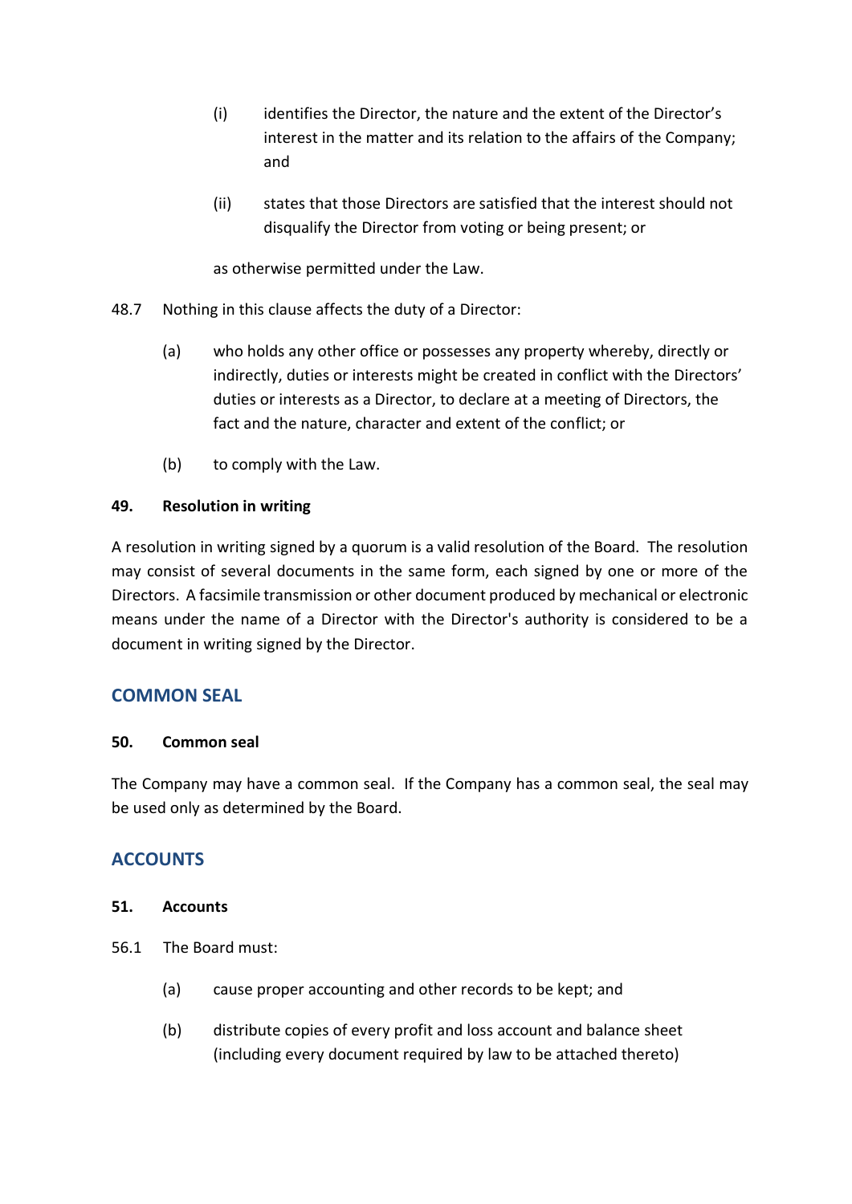(i) identifies the Director, the nature and the extent of the Director's interest in the matter and its relation to the affairs of the Company; and

(ii) states that those Directors are satisfied that the interest should not disqualify the Director from voting or being present; or

as otherwise permitted under the Law.

48.7 Nothing in this clause affects the duty of a Director:

(a) who holds any other office or possesses any property whereby, directly or indirectly, duties or interests might be created in conflict with the Directors' duties or interests as a Director, to declare at a meeting of Directors, the fact and the nature, character and extent of the conflict; or

(b) to comply with the Law.

**49. Resolution in writing**

A resolution in writing signed by a quorum is a valid resolution of the Board. The resolution may consist of several documents in the same form, each signed by one or more of the Directors. A facsimile transmission or other document produced by mechanical or electronic means under the name of a Director with the Director's authority is considered to be a document in writing signed by the Director.

## COMMON SEAL

**50. Common seal**

The Company may have a common seal. If the Company has a common seal, the seal may be used only as determined by the Board.

## ACCOUNTS

**51. Accounts**

56.1 The Board must:

(a) cause proper accounting and other records to be kept; and

(b) distribute copies of every profit and loss account and balance sheet (including every document required by law to be attached thereto)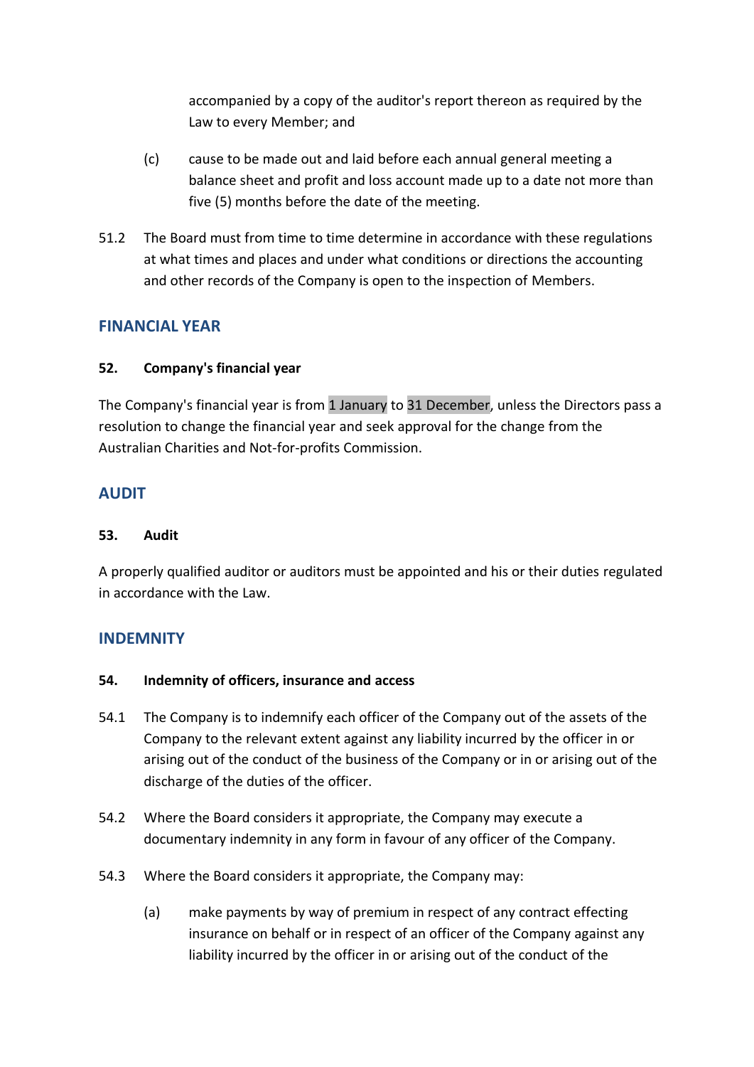accompanied by a copy of the auditor's report thereon as required by the Law to every Member; and

(c) cause to be made out and laid before each annual general meeting a balance sheet and profit and loss account made up to a date not more than five (5) months before the date of the meeting.

51.2 The Board must from time to time determine in accordance with these regulations at what times and places and under what conditions or directions the accounting and other records of the Company is open to the inspection of Members.

## FINANCIAL YEAR

### 52. Company's financial year

The Company's financial year is from 1 January to 31 December, unless the Directors pass a resolution to change the financial year and seek approval for the change from the Australian Charities and Not-for-profits Commission.

## AUDIT

### 53. Audit

A properly qualified auditor or auditors must be appointed and his or their duties regulated in accordance with the Law.

## INDEMNITY

### 54. Indemnity of officers, insurance and access

54.1 The Company is to indemnify each officer of the Company out of the assets of the Company to the relevant extent against any liability incurred by the officer in or arising out of the conduct of the business of the Company or in or arising out of the discharge of the duties of the officer.

54.2 Where the Board considers it appropriate, the Company may execute a documentary indemnity in any form in favour of any officer of the Company.

54.3 Where the Board considers it appropriate, the Company may:

(a) make payments by way of premium in respect of any contract effecting insurance on behalf or in respect of an officer of the Company against any liability incurred by the officer in or arising out of the conduct of the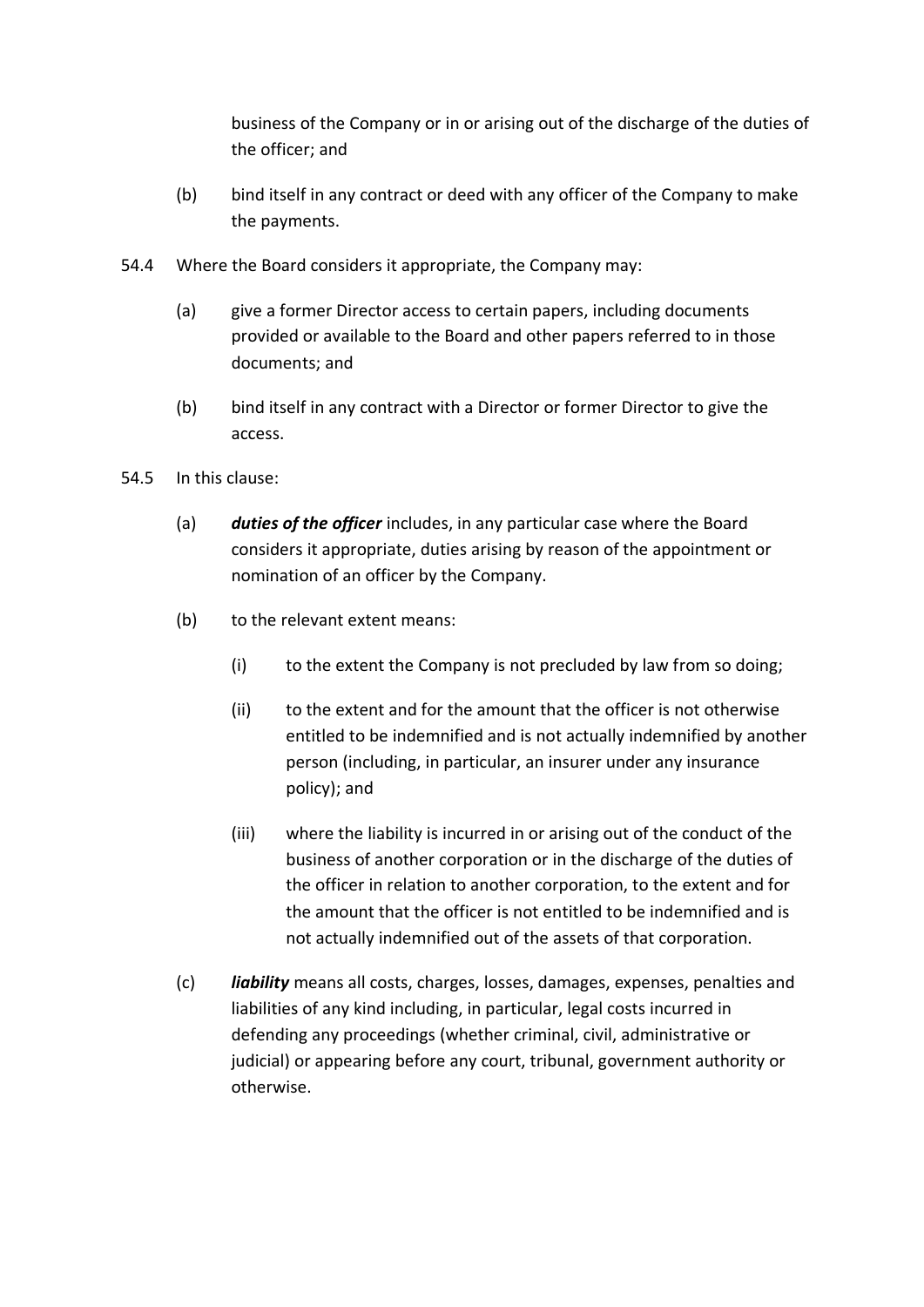business of the Company or in or arising out of the discharge of the duties of the officer; and

(b) bind itself in any contract or deed with any officer of the Company to make the payments.

54.4 Where the Board considers it appropriate, the Company may:

(a) give a former Director access to certain papers, including documents provided or available to the Board and other papers referred to in those documents; and

(b) bind itself in any contract with a Director or former Director to give the access.

54.5 In this clause:

(a) ***duties of the officer*** includes, in any particular case where the Board considers it appropriate, duties arising by reason of the appointment or nomination of an officer by the Company.

(b) to the relevant extent means:

(i) to the extent the Company is not precluded by law from so doing;

(ii) to the extent and for the amount that the officer is not otherwise entitled to be indemnified and is not actually indemnified by another person (including, in particular, an insurer under any insurance policy); and

(iii) where the liability is incurred in or arising out of the conduct of the business of another corporation or in the discharge of the duties of the officer in relation to another corporation, to the extent and for the amount that the officer is not entitled to be indemnified and is not actually indemnified out of the assets of that corporation.

(c) ***liability*** means all costs, charges, losses, damages, expenses, penalties and liabilities of any kind including, in particular, legal costs incurred in defending any proceedings (whether criminal, civil, administrative or judicial) or appearing before any court, tribunal, government authority or otherwise.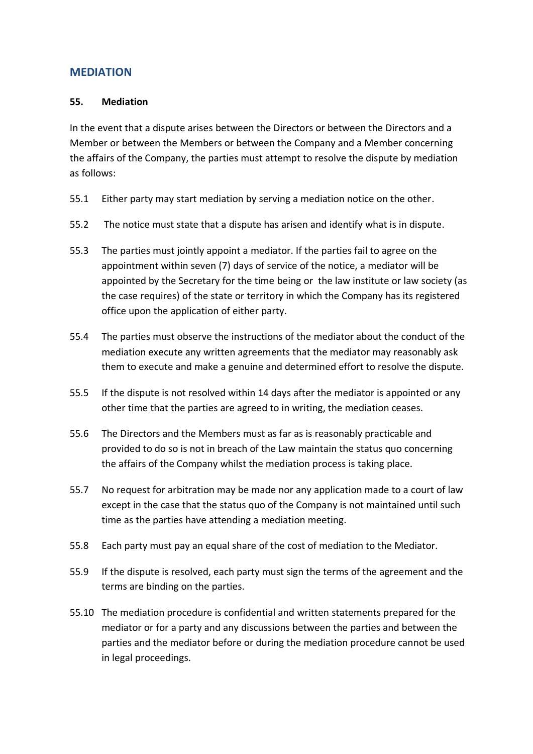## MEDIATION

### 55. Mediation

In the event that a dispute arises between the Directors or between the Directors and a Member or between the Members or between the Company and a Member concerning the affairs of the Company, the parties must attempt to resolve the dispute by mediation as follows:

55.1 Either party may start mediation by serving a mediation notice on the other.

55.2 The notice must state that a dispute has arisen and identify what is in dispute.

55.3 The parties must jointly appoint a mediator. If the parties fail to agree on the appointment within seven (7) days of service of the notice, a mediator will be appointed by the Secretary for the time being or the law institute or law society (as the case requires) of the state or territory in which the Company has its registered office upon the application of either party.

55.4 The parties must observe the instructions of the mediator about the conduct of the mediation execute any written agreements that the mediator may reasonably ask them to execute and make a genuine and determined effort to resolve the dispute.

55.5 If the dispute is not resolved within 14 days after the mediator is appointed or any other time that the parties are agreed to in writing, the mediation ceases.

55.6 The Directors and the Members must as far as is reasonably practicable and provided to do so is not in breach of the Law maintain the status quo concerning the affairs of the Company whilst the mediation process is taking place.

55.7 No request for arbitration may be made nor any application made to a court of law except in the case that the status quo of the Company is not maintained until such time as the parties have attending a mediation meeting.

55.8 Each party must pay an equal share of the cost of mediation to the Mediator.

55.9 If the dispute is resolved, each party must sign the terms of the agreement and the terms are binding on the parties.

55.10 The mediation procedure is confidential and written statements prepared for the mediator or for a party and any discussions between the parties and between the parties and the mediator before or during the mediation procedure cannot be used in legal proceedings.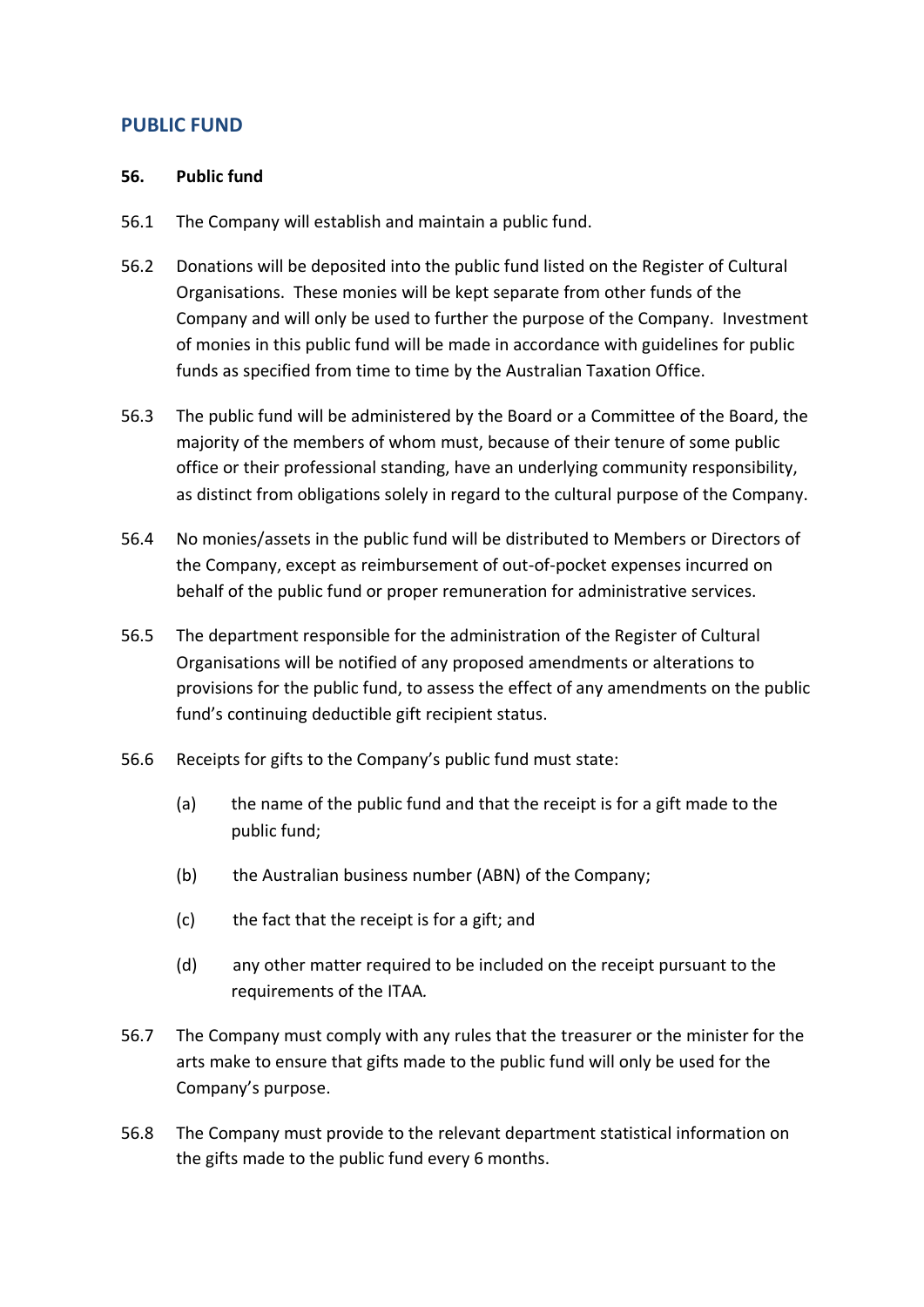## PUBLIC FUND

### 56. Public fund

56.1 The Company will establish and maintain a public fund.

56.2 Donations will be deposited into the public fund listed on the Register of Cultural Organisations. These monies will be kept separate from other funds of the Company and will only be used to further the purpose of the Company. Investment of monies in this public fund will be made in accordance with guidelines for public funds as specified from time to time by the Australian Taxation Office.

56.3 The public fund will be administered by the Board or a Committee of the Board, the majority of the members of whom must, because of their tenure of some public office or their professional standing, have an underlying community responsibility, as distinct from obligations solely in regard to the cultural purpose of the Company.

56.4 No monies/assets in the public fund will be distributed to Members or Directors of the Company, except as reimbursement of out-of-pocket expenses incurred on behalf of the public fund or proper remuneration for administrative services.

56.5 The department responsible for the administration of the Register of Cultural Organisations will be notified of any proposed amendments or alterations to provisions for the public fund, to assess the effect of any amendments on the public fund's continuing deductible gift recipient status.

56.6 Receipts for gifts to the Company's public fund must state:

(a) the name of the public fund and that the receipt is for a gift made to the public fund;

(b) the Australian business number (ABN) of the Company;

(c) the fact that the receipt is for a gift; and

(d) any other matter required to be included on the receipt pursuant to the requirements of the ITAA.

56.7 The Company must comply with any rules that the treasurer or the minister for the arts make to ensure that gifts made to the public fund will only be used for the Company's purpose.

56.8 The Company must provide to the relevant department statistical information on the gifts made to the public fund every 6 months.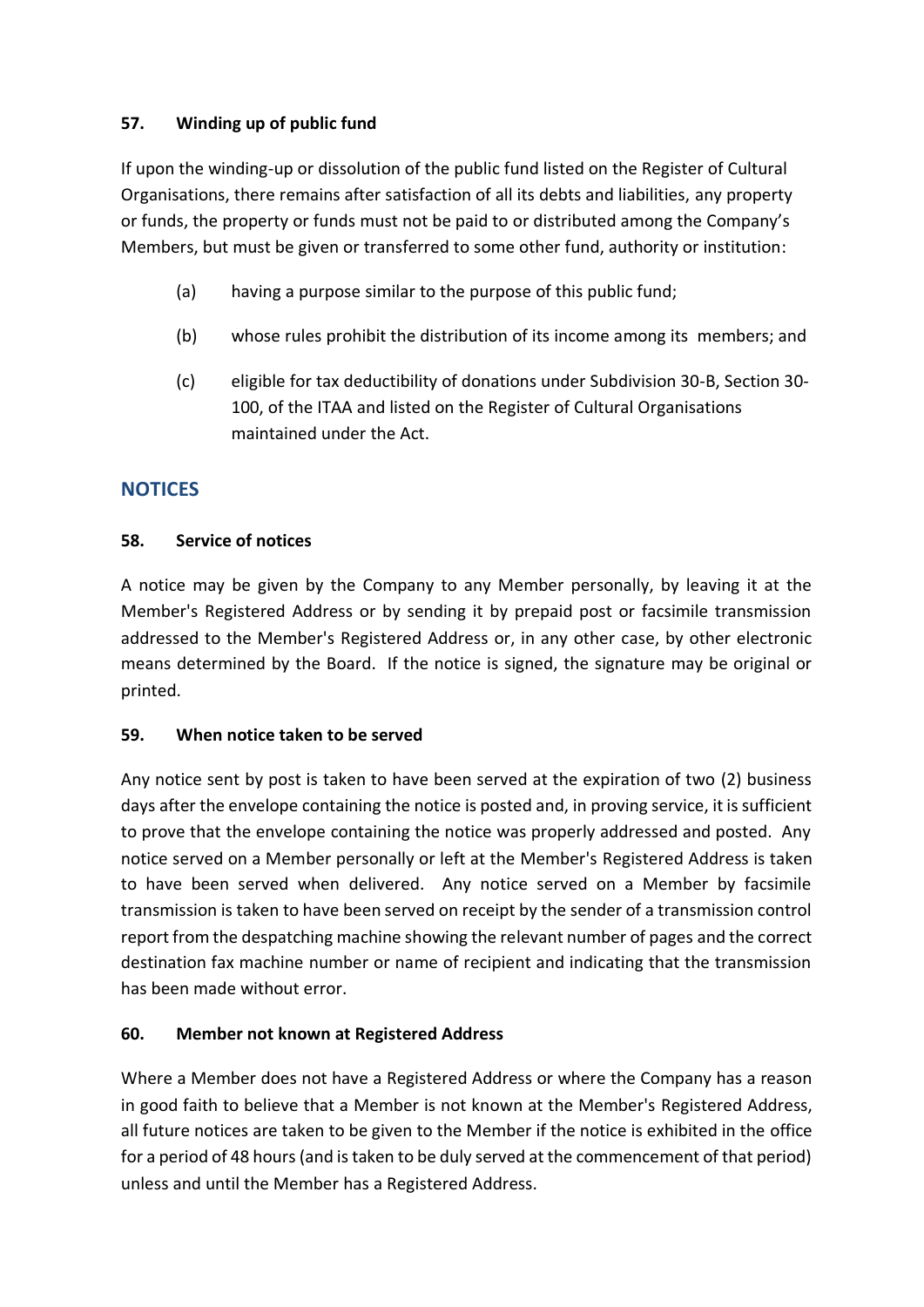### 57. Winding up of public fund

If upon the winding-up or dissolution of the public fund listed on the Register of Cultural Organisations, there remains after satisfaction of all its debts and liabilities, any property or funds, the property or funds must not be paid to or distributed among the Company's Members, but must be given or transferred to some other fund, authority or institution:

(a) having a purpose similar to the purpose of this public fund;

(b) whose rules prohibit the distribution of its income among its members; and

(c) eligible for tax deductibility of donations under Subdivision 30-B, Section 30-100, of the ITAA and listed on the Register of Cultural Organisations maintained under the Act.

## NOTICES

### 58. Service of notices

A notice may be given by the Company to any Member personally, by leaving it at the Member's Registered Address or by sending it by prepaid post or facsimile transmission addressed to the Member's Registered Address or, in any other case, by other electronic means determined by the Board. If the notice is signed, the signature may be original or printed.

### 59. When notice taken to be served

Any notice sent by post is taken to have been served at the expiration of two (2) business days after the envelope containing the notice is posted and, in proving service, it is sufficient to prove that the envelope containing the notice was properly addressed and posted. Any notice served on a Member personally or left at the Member's Registered Address is taken to have been served when delivered. Any notice served on a Member by facsimile transmission is taken to have been served on receipt by the sender of a transmission control report from the despatching machine showing the relevant number of pages and the correct destination fax machine number or name of recipient and indicating that the transmission has been made without error.

### 60. Member not known at Registered Address

Where a Member does not have a Registered Address or where the Company has a reason in good faith to believe that a Member is not known at the Member's Registered Address, all future notices are taken to be given to the Member if the notice is exhibited in the office for a period of 48 hours (and is taken to be duly served at the commencement of that period) unless and until the Member has a Registered Address.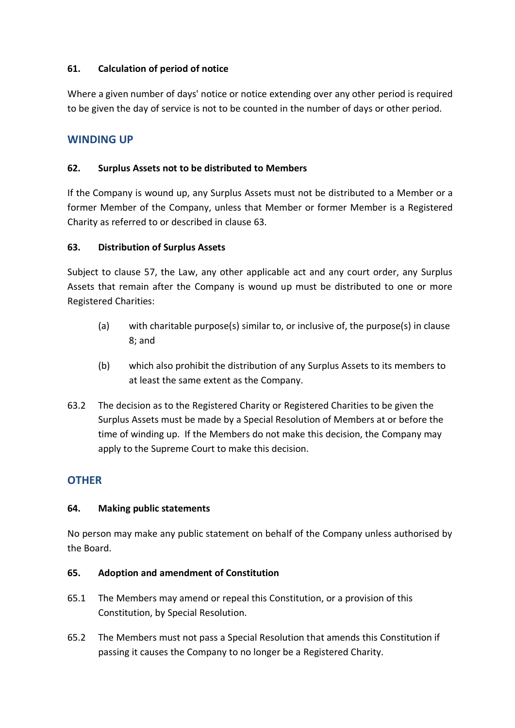### 61. Calculation of period of notice

Where a given number of days' notice or notice extending over any other period is required to be given the day of service is not to be counted in the number of days or other period.

## WINDING UP

### 62. Surplus Assets not to be distributed to Members

If the Company is wound up, any Surplus Assets must not be distributed to a Member or a former Member of the Company, unless that Member or former Member is a Registered Charity as referred to or described in clause 63.

### 63. Distribution of Surplus Assets

Subject to clause 57, the Law, any other applicable act and any court order, any Surplus Assets that remain after the Company is wound up must be distributed to one or more Registered Charities:

(a) with charitable purpose(s) similar to, or inclusive of, the purpose(s) in clause 8; and

(b) which also prohibit the distribution of any Surplus Assets to its members to at least the same extent as the Company.

63.2 The decision as to the Registered Charity or Registered Charities to be given the Surplus Assets must be made by a Special Resolution of Members at or before the time of winding up. If the Members do not make this decision, the Company may apply to the Supreme Court to make this decision.

## OTHER

### 64. Making public statements

No person may make any public statement on behalf of the Company unless authorised by the Board.

### 65. Adoption and amendment of Constitution

65.1 The Members may amend or repeal this Constitution, or a provision of this Constitution, by Special Resolution.

65.2 The Members must not pass a Special Resolution that amends this Constitution if passing it causes the Company to no longer be a Registered Charity.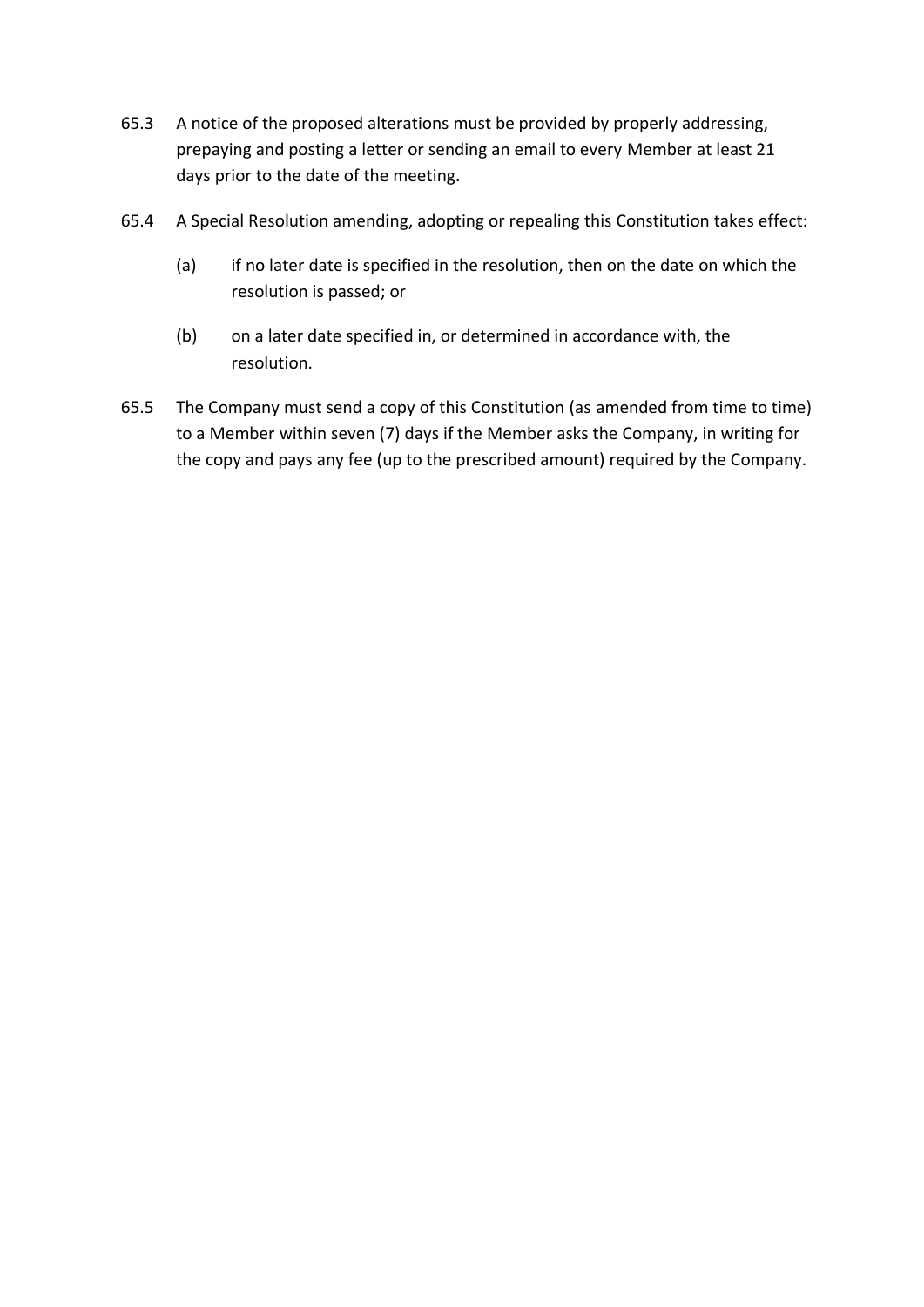65.3 A notice of the proposed alterations must be provided by properly addressing, prepaying and posting a letter or sending an email to every Member at least 21 days prior to the date of the meeting.

65.4 A Special Resolution amending, adopting or repealing this Constitution takes effect:

(a) if no later date is specified in the resolution, then on the date on which the resolution is passed; or

(b) on a later date specified in, or determined in accordance with, the resolution.

65.5 The Company must send a copy of this Constitution (as amended from time to time) to a Member within seven (7) days if the Member asks the Company, in writing for the copy and pays any fee (up to the prescribed amount) required by the Company.